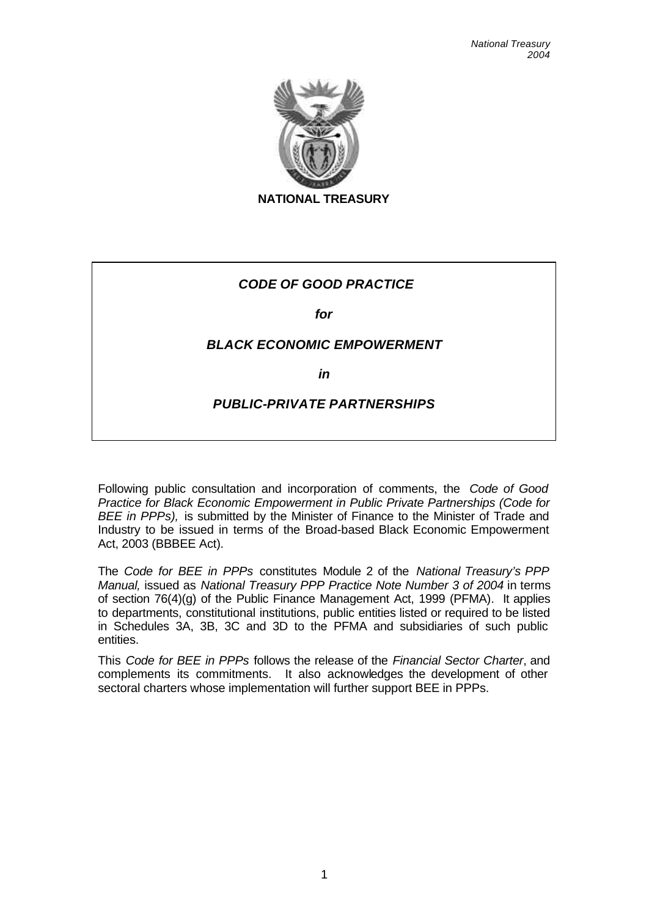National Treasury
2004

**NATIONAL TREASURY**

# *CODE OF GOOD PRACTICE*

***for***

# *BLACK ECONOMIC EMPOWERMENT*

***in***

# *PUBLIC-PRIVATE PARTNERSHIPS*

Following public consultation and incorporation of comments, the *Code of Good Practice for Black Economic Empowerment in Public Private Partnerships (Code for BEE in PPPs),* is submitted by the Minister of Finance to the Minister of Trade and Industry to be issued in terms of the Broad-based Black Economic Empowerment Act, 2003 (BBBEE Act).

The *Code for BEE in PPPs* constitutes Module 2 of the *National Treasury's PPP Manual,* issued as *National Treasury PPP Practice Note Number 3 of 2004* in terms of section 76(4)(g) of the Public Finance Management Act, 1999 (PFMA). It applies to departments, constitutional institutions, public entities listed or required to be listed in Schedules 3A, 3B, 3C and 3D to the PFMA and subsidiaries of such public entities.

This *Code for BEE in PPPs* follows the release of the *Financial Sector Charter*, and complements its commitments. It also acknowledges the development of other sectoral charters whose implementation will further support BEE in PPPs.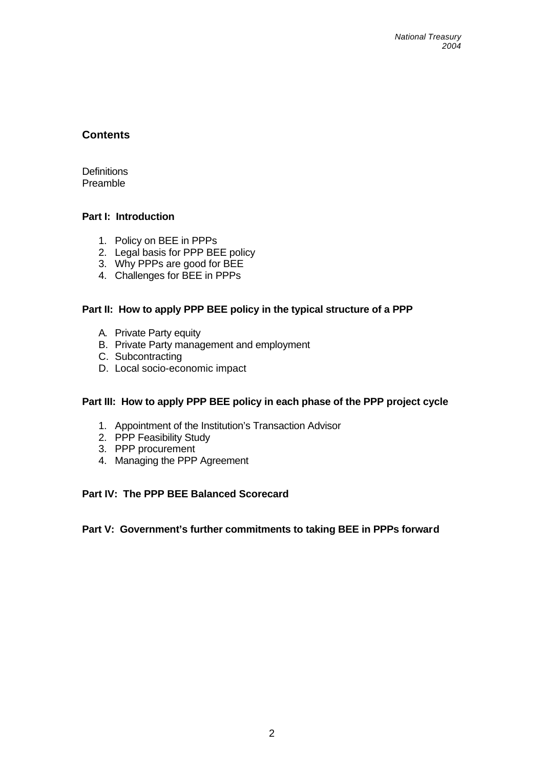## Contents

Definitions
Preamble

### Part I: Introduction

1. Policy on BEE in PPPs
2. Legal basis for PPP BEE policy
3. Why PPPs are good for BEE
4. Challenges for BEE in PPPs

### Part II: How to apply PPP BEE policy in the typical structure of a PPP

A. Private Party equity
B. Private Party management and employment
C. Subcontracting
D. Local socio-economic impact

### Part III: How to apply PPP BEE policy in each phase of the PPP project cycle

1. Appointment of the Institution's Transaction Advisor
2. PPP Feasibility Study
3. PPP procurement
4. Managing the PPP Agreement

### Part IV: The PPP BEE Balanced Scorecard

### Part V: Government's further commitments to taking BEE in PPPs forward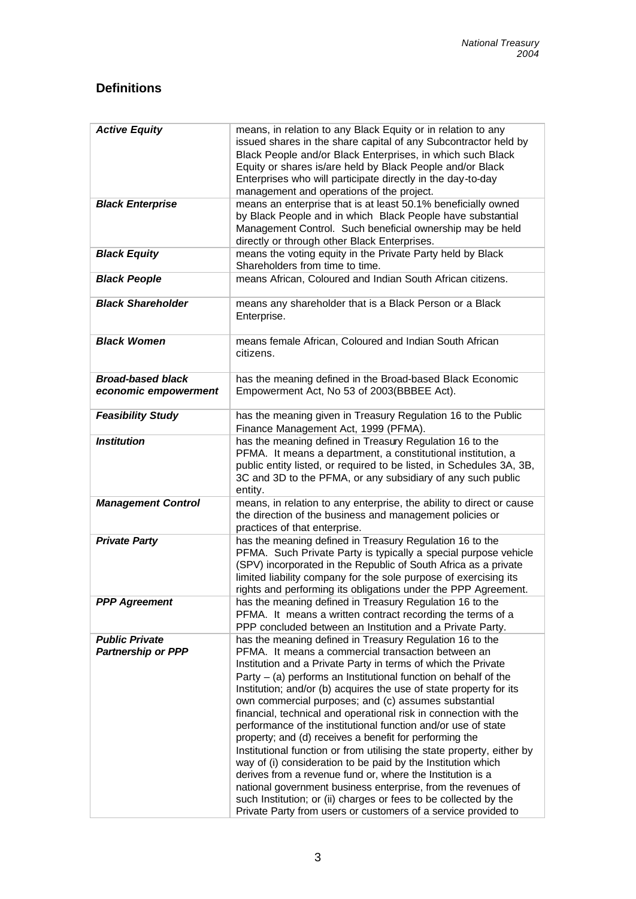## Definitions

| | |
|---|---|
| ***Active Equity*** | means, in relation to any Black Equity or in relation to any issued shares in the share capital of any Subcontractor held by Black People and/or Black Enterprises, in which such Black Equity or shares is/are held by Black People and/or Black Enterprises who will participate directly in the day-to-day management and operations of the project. |
| ***Black Enterprise*** | means an enterprise that is at least 50.1% beneficially owned by Black People and in which Black People have substantial Management Control. Such beneficial ownership may be held directly or through other Black Enterprises. |
| ***Black Equity*** | means the voting equity in the Private Party held by Black Shareholders from time to time. |
| ***Black People*** | means African, Coloured and Indian South African citizens. |
| ***Black Shareholder*** | means any shareholder that is a Black Person or a Black Enterprise. |
| ***Black Women*** | means female African, Coloured and Indian South African citizens. |
| ***Broad-based black economic empowerment*** | has the meaning defined in the Broad-based Black Economic Empowerment Act, No 53 of 2003(BBBEE Act). |
| ***Feasibility Study*** | has the meaning given in Treasury Regulation 16 to the Public Finance Management Act, 1999 (PFMA). |
| ***Institution*** | has the meaning defined in Treasury Regulation 16 to the PFMA. It means a department, a constitutional institution, a public entity listed, or required to be listed, in Schedules 3A, 3B, 3C and 3D to the PFMA, or any subsidiary of any such public entity. |
| ***Management Control*** | means, in relation to any enterprise, the ability to direct or cause the direction of the business and management policies or practices of that enterprise. |
| ***Private Party*** | has the meaning defined in Treasury Regulation 16 to the PFMA. Such Private Party is typically a special purpose vehicle (SPV) incorporated in the Republic of South Africa as a private limited liability company for the sole purpose of exercising its rights and performing its obligations under the PPP Agreement. |
| ***PPP Agreement*** | has the meaning defined in Treasury Regulation 16 to the PFMA. It means a written contract recording the terms of a PPP concluded between an Institution and a Private Party. |
| ***Public Private Partnership or PPP*** | has the meaning defined in Treasury Regulation 16 to the PFMA. It means a commercial transaction between an Institution and a Private Party in terms of which the Private Party – (a) performs an Institutional function on behalf of the Institution; and/or (b) acquires the use of state property for its own commercial purposes; and (c) assumes substantial financial, technical and operational risk in connection with the performance of the institutional function and/or use of state property; and (d) receives a benefit for performing the Institutional function or from utilising the state property, either by way of (i) consideration to be paid by the Institution which derives from a revenue fund or, where the Institution is a national government business enterprise, from the revenues of such Institution; or (ii) charges or fees to be collected by the Private Party from users or customers of a service provided to |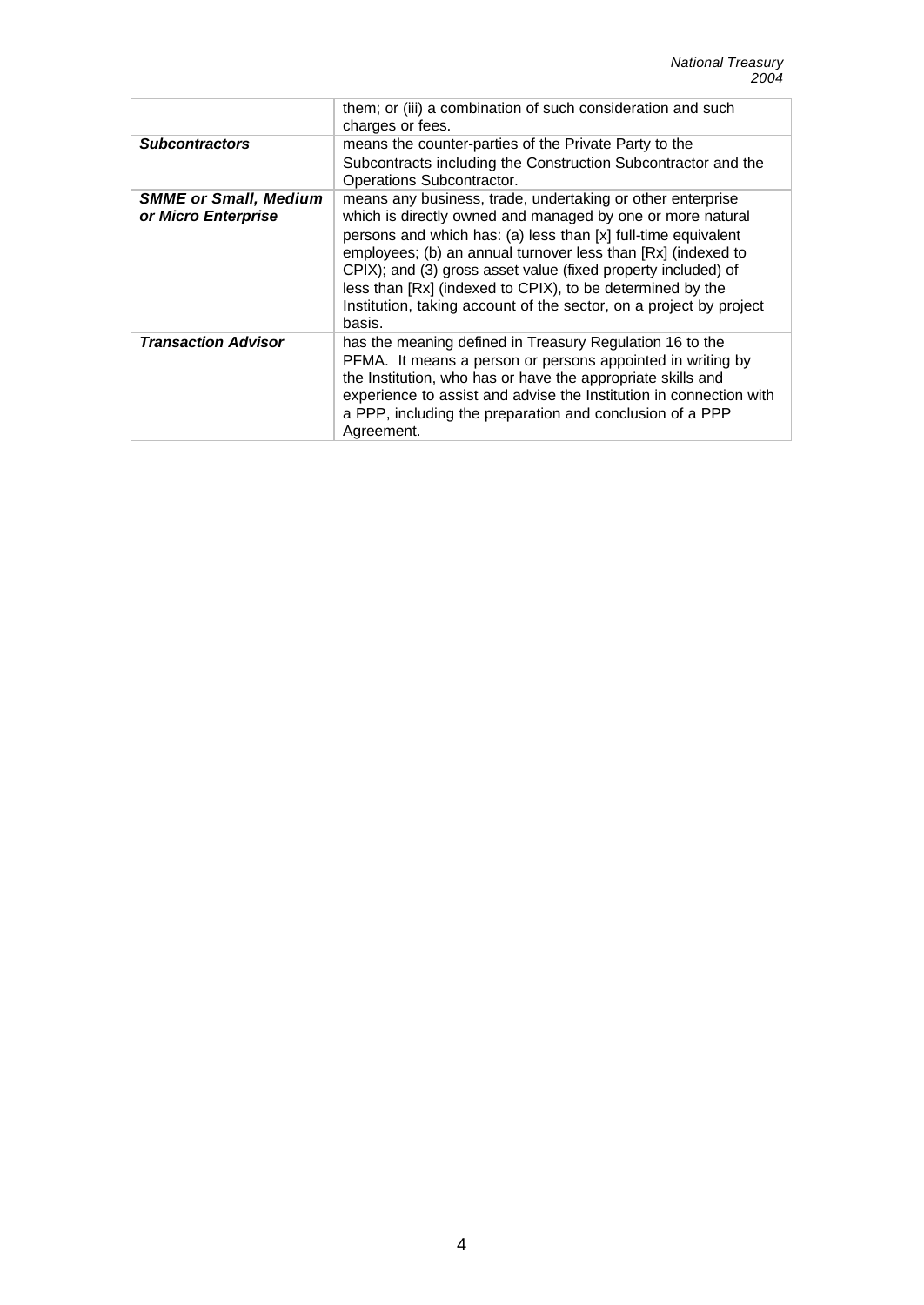| | |
|---|---|
| | them; or (iii) a combination of such consideration and such charges or fees. |
| ***Subcontractors*** | means the counter-parties of the Private Party to the Subcontracts including the Construction Subcontractor and the Operations Subcontractor. |
| ***SMME or Small, Medium or Micro Enterprise*** | means any business, trade, undertaking or other enterprise which is directly owned and managed by one or more natural persons and which has: (a) less than [x] full-time equivalent employees; (b) an annual turnover less than [Rx] (indexed to CPIX); and (3) gross asset value (fixed property included) of less than [Rx] (indexed to CPIX), to be determined by the Institution, taking account of the sector, on a project by project basis. |
| ***Transaction Advisor*** | has the meaning defined in Treasury Regulation 16 to the PFMA. It means a person or persons appointed in writing by the Institution, who has or have the appropriate skills and experience to assist and advise the Institution in connection with a PPP, including the preparation and conclusion of a PPP Agreement. |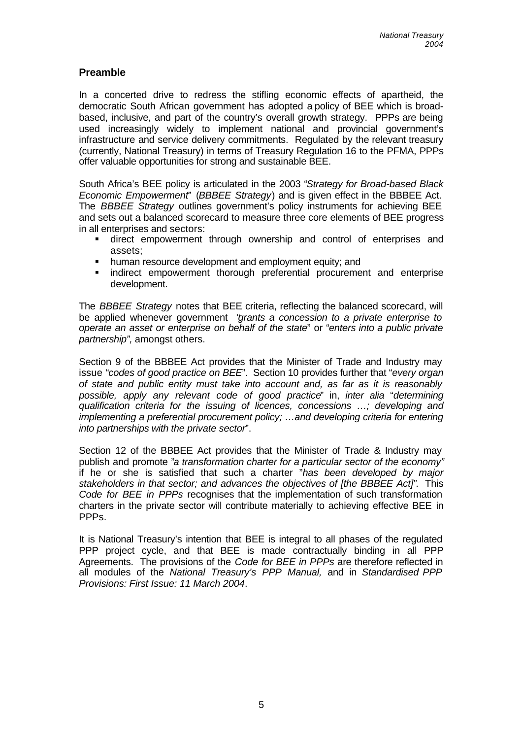## Preamble

In a concerted drive to redress the stifling economic effects of apartheid, the democratic South African government has adopted a policy of BEE which is broad-based, inclusive, and part of the country's overall growth strategy. PPPs are being used increasingly widely to implement national and provincial government's infrastructure and service delivery commitments. Regulated by the relevant treasury (currently, National Treasury) in terms of Treasury Regulation 16 to the PFMA, PPPs offer valuable opportunities for strong and sustainable BEE.

South Africa's BEE policy is articulated in the 2003 "*Strategy for Broad-based Black Economic Empowerment*" (*BBBEE Strategy*) and is given effect in the BBBEE Act. The *BBBEE Strategy* outlines government's policy instruments for achieving BEE and sets out a balanced scorecard to measure three core elements of BEE progress in all enterprises and sectors:

- direct empowerment through ownership and control of enterprises and assets;
- human resource development and employment equity; and
- indirect empowerment thorough preferential procurement and enterprise development.

The *BBBEE Strategy* notes that BEE criteria, reflecting the balanced scorecard, will be applied whenever government "*grants a concession to a private enterprise to operate an asset or enterprise on behalf of the state*" or "*enters into a public private partnership"*, amongst others.

Section 9 of the BBBEE Act provides that the Minister of Trade and Industry may issue "*codes of good practice on BEE*". Section 10 provides further that "*every organ of state and public entity must take into account and, as far as it is reasonably possible, apply any relevant code of good practice*" in, *inter alia* "*determining qualification criteria for the issuing of licences, concessions …; developing and implementing a preferential procurement policy; …and developing criteria for entering into partnerships with the private sector*".

Section 12 of the BBBEE Act provides that the Minister of Trade & Industry may publish and promote "*a transformation charter for a particular sector of the economy"* if he or she is satisfied that such a charter "*has been developed by major stakeholders in that sector; and advances the objectives of [the BBBEE Act]"*. This *Code for BEE in PPPs* recognises that the implementation of such transformation charters in the private sector will contribute materially to achieving effective BEE in PPPs.

It is National Treasury's intention that BEE is integral to all phases of the regulated PPP project cycle, and that BEE is made contractually binding in all PPP Agreements. The provisions of the *Code for BEE in PPPs* are therefore reflected in all modules of the *National Treasury's PPP Manual,* and in *Standardised PPP Provisions: First Issue: 11 March 2004*.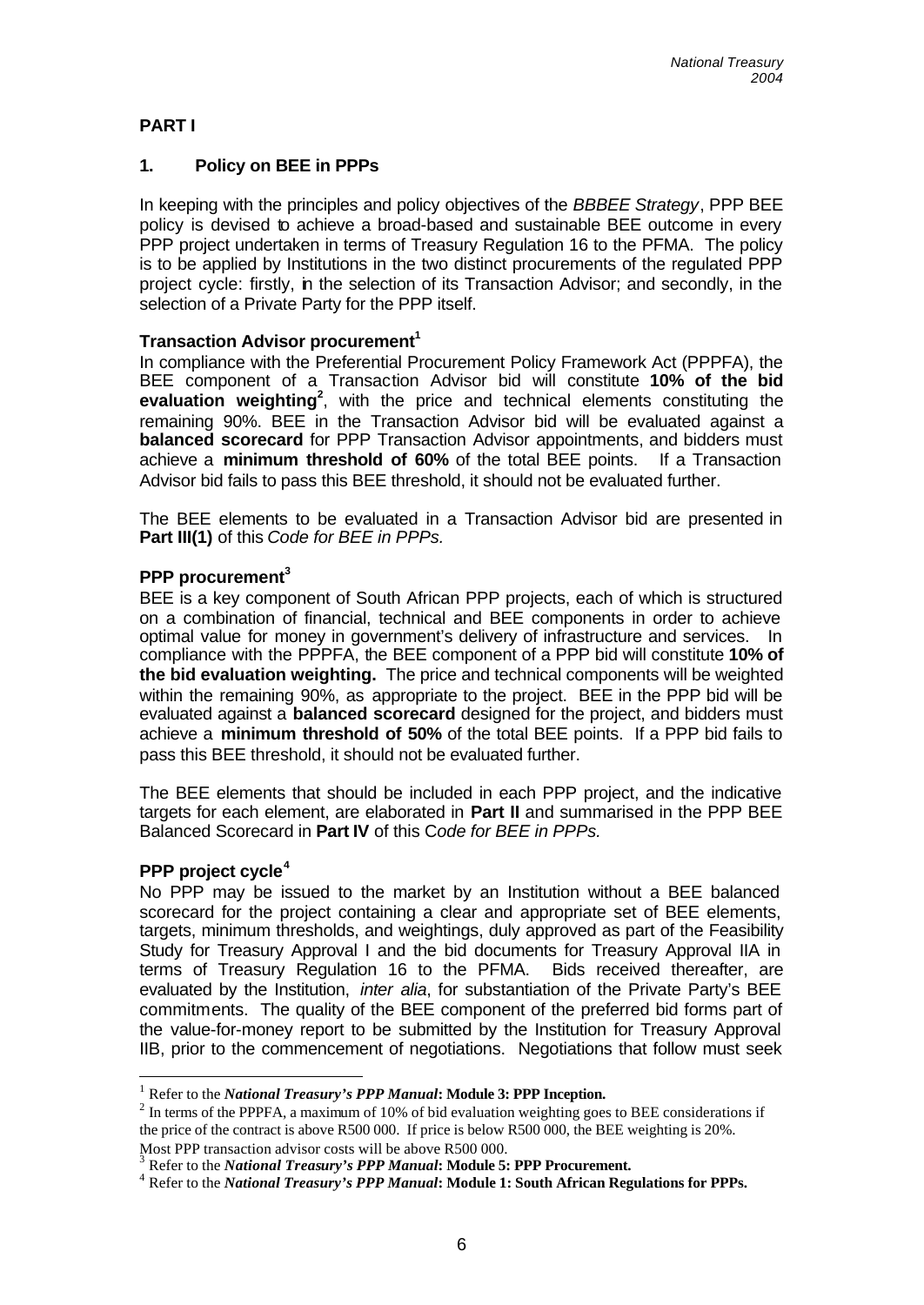## PART I

### 1. Policy on BEE in PPPs

In keeping with the principles and policy objectives of the *BBBEE Strategy*, PPP BEE policy is devised to achieve a broad-based and sustainable BEE outcome in every PPP project undertaken in terms of Treasury Regulation 16 to the PFMA. The policy is to be applied by Institutions in the two distinct procurements of the regulated PPP project cycle: firstly, in the selection of its Transaction Advisor; and secondly, in the selection of a Private Party for the PPP itself.

**Transaction Advisor procurement**[1]

In compliance with the Preferential Procurement Policy Framework Act (PPPFA), the BEE component of a Transaction Advisor bid will constitute **10% of the bid evaluation weighting**[2], with the price and technical elements constituting the remaining 90%. BEE in the Transaction Advisor bid will be evaluated against a **balanced scorecard** for PPP Transaction Advisor appointments, and bidders must achieve a **minimum threshold of 60%** of the total BEE points. If a Transaction Advisor bid fails to pass this BEE threshold, it should not be evaluated further.

The BEE elements to be evaluated in a Transaction Advisor bid are presented in **Part III(1)** of this *Code for BEE in PPPs.*

**PPP procurement**[3]

BEE is a key component of South African PPP projects, each of which is structured on a combination of financial, technical and BEE components in order to achieve optimal value for money in government's delivery of infrastructure and services. In compliance with the PPPFA, the BEE component of a PPP bid will constitute **10% of the bid evaluation weighting.** The price and technical components will be weighted within the remaining 90%, as appropriate to the project. BEE in the PPP bid will be evaluated against a **balanced scorecard** designed for the project, and bidders must achieve a **minimum threshold of 50%** of the total BEE points. If a PPP bid fails to pass this BEE threshold, it should not be evaluated further.

The BEE elements that should be included in each PPP project, and the indicative targets for each element, are elaborated in **Part II** and summarised in the PPP BEE Balanced Scorecard in **Part IV** of this *Code for BEE in PPPs.*

**PPP project cycle**[4]

No PPP may be issued to the market by an Institution without a BEE balanced scorecard for the project containing a clear and appropriate set of BEE elements, targets, minimum thresholds, and weightings, duly approved as part of the Feasibility Study for Treasury Approval I and the bid documents for Treasury Approval IIA in terms of Treasury Regulation 16 to the PFMA. Bids received thereafter, are evaluated by the Institution, *inter alia*, for substantiation of the Private Party's BEE commitments. The quality of the BEE component of the preferred bid forms part of the value-for-money report to be submitted by the Institution for Treasury Approval IIB, prior to the commencement of negotiations. Negotiations that follow must seek

---

[1] Refer to the ***National Treasury's PPP Manual*****: Module 3: PPP Inception.**

[2] In terms of the PPPFA, a maximum of 10% of bid evaluation weighting goes to BEE considerations if the price of the contract is above R500 000. If price is below R500 000, the BEE weighting is 20%. Most PPP transaction advisor costs will be above R500 000.

[3] Refer to the ***National Treasury's PPP Manual*****: Module 5: PPP Procurement.**

[4] Refer to the ***National Treasury's PPP Manual*****: Module 1: South African Regulations for PPPs.**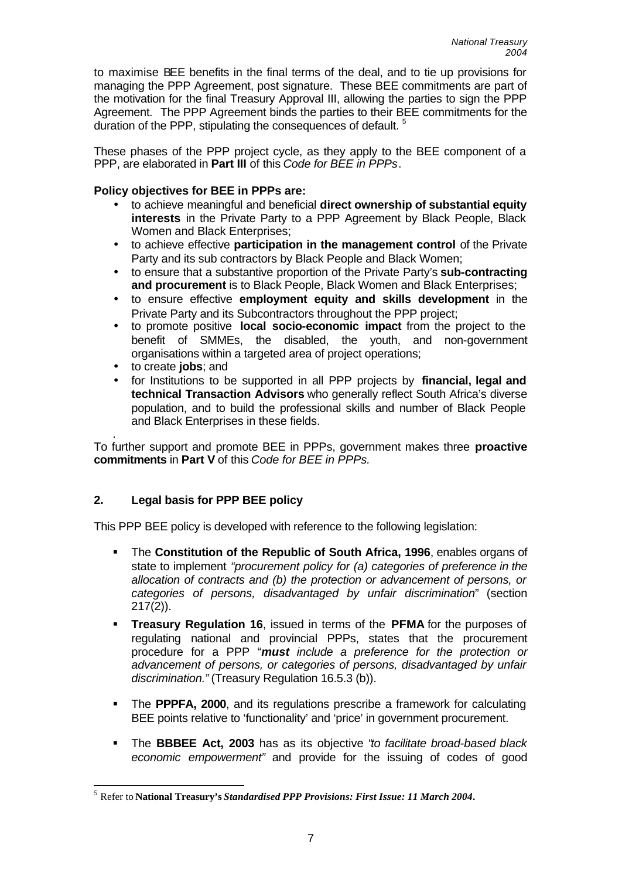to maximise BEE benefits in the final terms of the deal, and to tie up provisions for managing the PPP Agreement, post signature. These BEE commitments are part of the motivation for the final Treasury Approval III, allowing the parties to sign the PPP Agreement. The PPP Agreement binds the parties to their BEE commitments for the duration of the PPP, stipulating the consequences of default.[5]

These phases of the PPP project cycle, as they apply to the BEE component of a PPP, are elaborated in **Part III** of this *Code for BEE in PPPs*.

**Policy objectives for BEE in PPPs are:**

- to achieve meaningful and beneficial **direct ownership of substantial equity interests** in the Private Party to a PPP Agreement by Black People, Black Women and Black Enterprises;
- to achieve effective **participation in the management control** of the Private Party and its sub contractors by Black People and Black Women;
- to ensure that a substantive proportion of the Private Party's **sub-contracting and procurement** is to Black People, Black Women and Black Enterprises;
- to ensure effective **employment equity and skills development** in the Private Party and its Subcontractors throughout the PPP project;
- to promote positive **local socio-economic impact** from the project to the benefit of SMMEs, the disabled, the youth, and non-government organisations within a targeted area of project operations;
- to create **jobs**; and
- for Institutions to be supported in all PPP projects by **financial, legal and technical Transaction Advisors** who generally reflect South Africa's diverse population, and to build the professional skills and number of Black People and Black Enterprises in these fields.

To further support and promote BEE in PPPs, government makes three **proactive commitments** in **Part V** of this *Code for BEE in PPPs.*

## 2. Legal basis for PPP BEE policy

This PPP BEE policy is developed with reference to the following legislation:

- The **Constitution of the Republic of South Africa, 1996**, enables organs of state to implement *"procurement policy for (a) categories of preference in the allocation of contracts and (b) the protection or advancement of persons, or categories of persons, disadvantaged by unfair discrimination*" (section 217(2)).
- **Treasury Regulation 16**, issued in terms of the **PFMA** for the purposes of regulating national and provincial PPPs, states that the procurement procedure for a PPP "***must** include a preference for the protection or advancement of persons, or categories of persons, disadvantaged by unfair discrimination."* (Treasury Regulation 16.5.3 (b)).
- The **PPPFA, 2000**, and its regulations prescribe a framework for calculating BEE points relative to 'functionality' and 'price' in government procurement.
- The **BBBEE Act, 2003** has as its objective *"to facilitate broad-based black economic empowerment"* and provide for the issuing of codes of good

[5] Refer to **National Treasury's** ***Standardised PPP Provisions: First Issue: 11 March 2004*****.**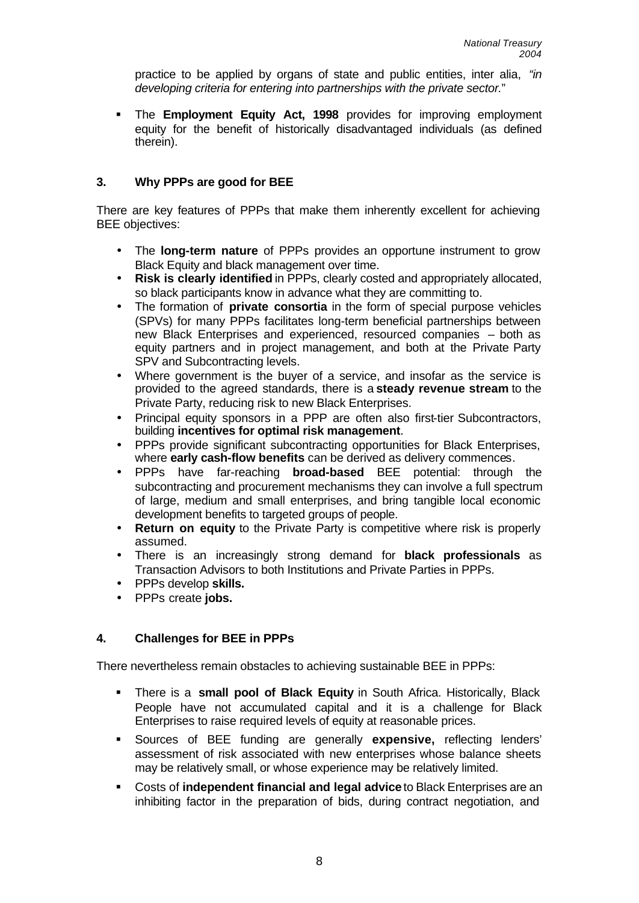practice to be applied by organs of state and public entities, inter alia, *"in developing criteria for entering into partnerships with the private sector.*"

- The **Employment Equity Act, 1998** provides for improving employment equity for the benefit of historically disadvantaged individuals (as defined therein).

## 3. Why PPPs are good for BEE

There are key features of PPPs that make them inherently excellent for achieving BEE objectives:

- The **long-term nature** of PPPs provides an opportune instrument to grow Black Equity and black management over time.
- **Risk is clearly identified** in PPPs, clearly costed and appropriately allocated, so black participants know in advance what they are committing to.
- The formation of **private consortia** in the form of special purpose vehicles (SPVs) for many PPPs facilitates long-term beneficial partnerships between new Black Enterprises and experienced, resourced companies – both as equity partners and in project management, and both at the Private Party SPV and Subcontracting levels.
- Where government is the buyer of a service, and insofar as the service is provided to the agreed standards, there is a **steady revenue stream** to the Private Party, reducing risk to new Black Enterprises.
- Principal equity sponsors in a PPP are often also first-tier Subcontractors, building **incentives for optimal risk management**.
- PPPs provide significant subcontracting opportunities for Black Enterprises, where **early cash-flow benefits** can be derived as delivery commences.
- PPPs have far-reaching **broad-based** BEE potential: through the subcontracting and procurement mechanisms they can involve a full spectrum of large, medium and small enterprises, and bring tangible local economic development benefits to targeted groups of people.
- **Return on equity** to the Private Party is competitive where risk is properly assumed.
- There is an increasingly strong demand for **black professionals** as Transaction Advisors to both Institutions and Private Parties in PPPs.
- PPPs develop **skills.**
- PPPs create **jobs.**

## 4. Challenges for BEE in PPPs

There nevertheless remain obstacles to achieving sustainable BEE in PPPs:

- There is a **small pool of Black Equity** in South Africa. Historically, Black People have not accumulated capital and it is a challenge for Black Enterprises to raise required levels of equity at reasonable prices.
- Sources of BEE funding are generally **expensive,** reflecting lenders' assessment of risk associated with new enterprises whose balance sheets may be relatively small, or whose experience may be relatively limited.
- Costs of **independent financial and legal advice** to Black Enterprises are an inhibiting factor in the preparation of bids, during contract negotiation, and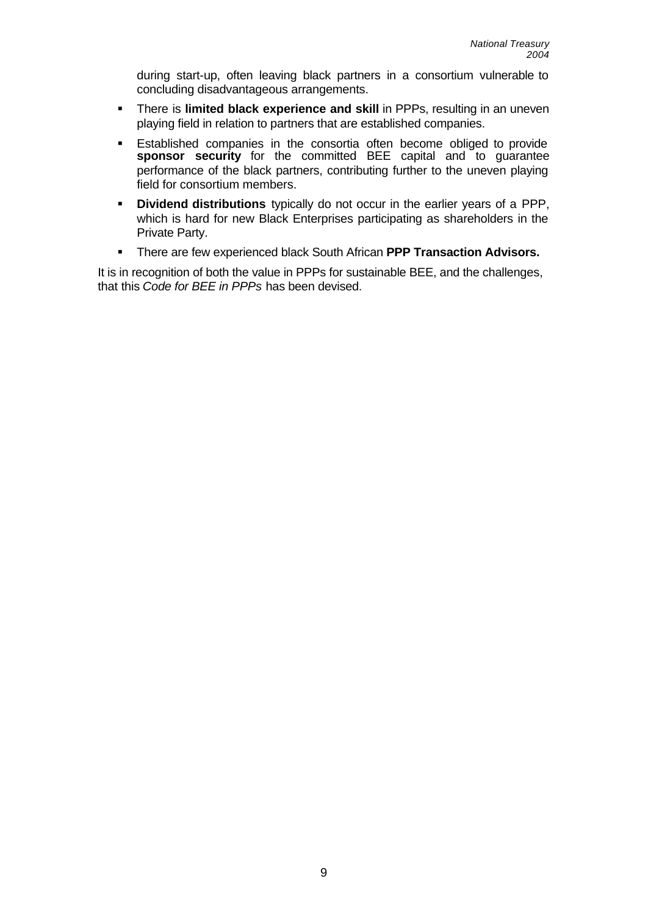during start-up, often leaving black partners in a consortium vulnerable to concluding disadvantageous arrangements.

- There is **limited black experience and skill** in PPPs, resulting in an uneven playing field in relation to partners that are established companies.
- Established companies in the consortia often become obliged to provide **sponsor security** for the committed BEE capital and to guarantee performance of the black partners, contributing further to the uneven playing field for consortium members.
- **Dividend distributions** typically do not occur in the earlier years of a PPP, which is hard for new Black Enterprises participating as shareholders in the Private Party.
- There are few experienced black South African **PPP Transaction Advisors.**

It is in recognition of both the value in PPPs for sustainable BEE, and the challenges, that this *Code for BEE in PPPs* has been devised.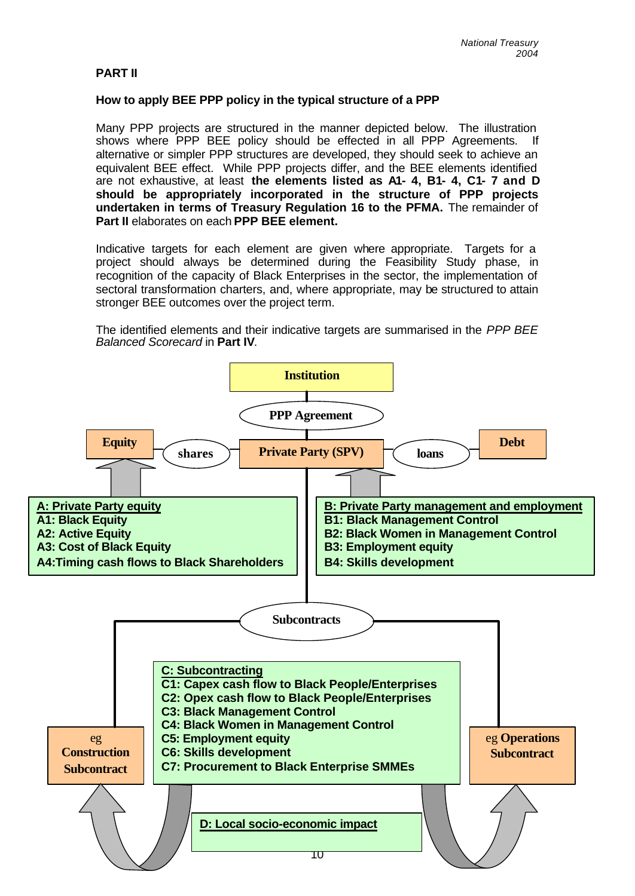## PART II

### How to apply BEE PPP policy in the typical structure of a PPP

Many PPP projects are structured in the manner depicted below. The illustration shows where PPP BEE policy should be effected in all PPP Agreements. If alternative or simpler PPP structures are developed, they should seek to achieve an equivalent BEE effect. While PPP projects differ, and the BEE elements identified are not exhaustive, at least **the elements listed as A1- 4, B1- 4, C1- 7 and D should be appropriately incorporated in the structure of PPP projects undertaken in terms of Treasury Regulation 16 to the PFMA.** The remainder of **Part II** elaborates on each **PPP BEE element.**

Indicative targets for each element are given where appropriate. Targets for a project should always be determined during the Feasibility Study phase, in recognition of the capacity of Black Enterprises in the sector, the implementation of sectoral transformation charters, and, where appropriate, may be structured to attain stronger BEE outcomes over the project term.

The identified elements and their indicative targets are summarised in the *PPP BEE Balanced Scorecard* in **Part IV**.

**Institution**

**PPP Agreement**

**Equity** — **shares** — **Private Party (SPV)** — **loans** — **Debt**

**A: Private Party equity**
**A1: Black Equity**
**A2: Active Equity**
**A3: Cost of Black Equity**
**A4:Timing cash flows to Black Shareholders**

**B: Private Party management and employment**
**B1: Black Management Control**
**B2: Black Women in Management Control**
**B3: Employment equity**
**B4: Skills development**

**Subcontracts**

eg **Construction Subcontract**

**C: Subcontracting**
**C1: Capex cash flow to Black People/Enterprises**
**C2: Opex cash flow to Black People/Enterprises**
**C3: Black Management Control**
**C4: Black Women in Management Control**
**C5: Employment equity**
**C6: Skills development**
**C7: Procurement to Black Enterprise SMMEs**

eg **Operations Subcontract**

**D: Local socio-economic impact**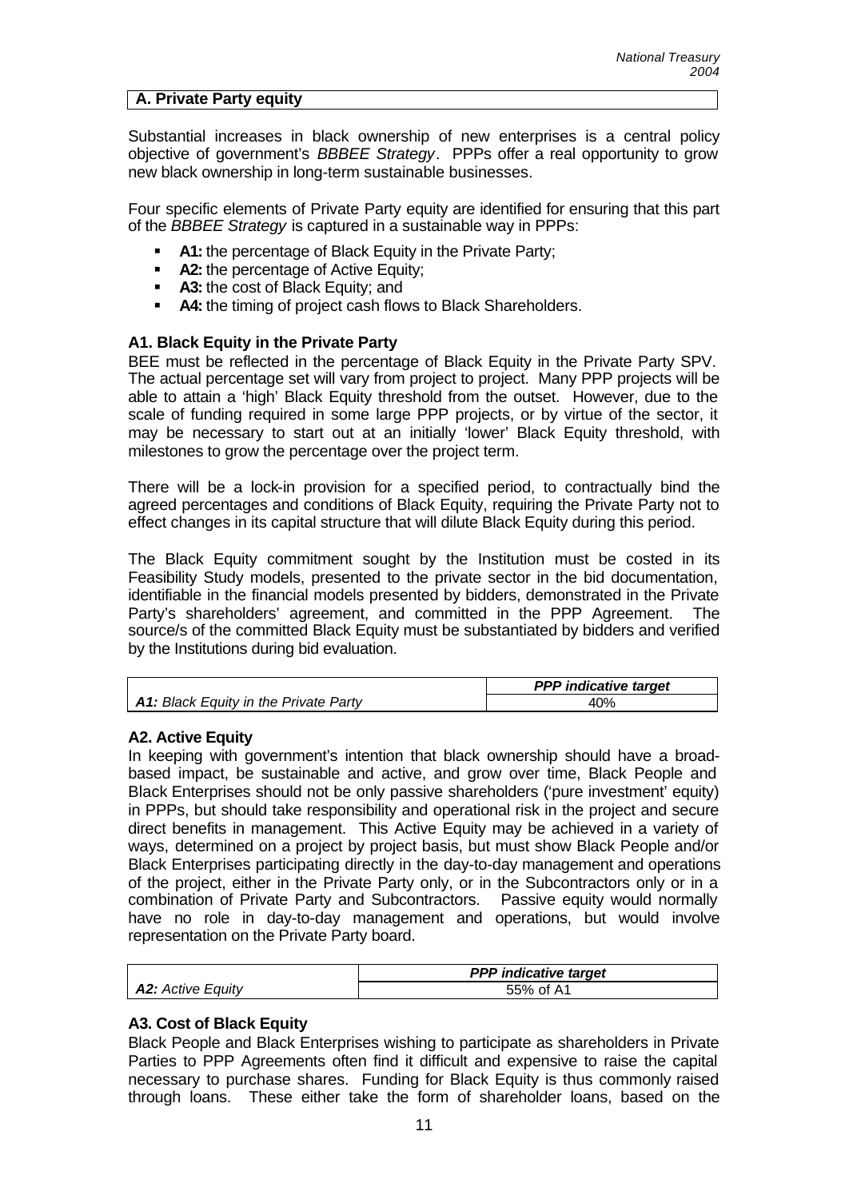## A. Private Party equity

Substantial increases in black ownership of new enterprises is a central policy objective of government's *BBBEE Strategy*. PPPs offer a real opportunity to grow new black ownership in long-term sustainable businesses.

Four specific elements of Private Party equity are identified for ensuring that this part of the *BBBEE Strategy* is captured in a sustainable way in PPPs:

- **A1:** the percentage of Black Equity in the Private Party;
- **A2:** the percentage of Active Equity;
- **A3:** the cost of Black Equity; and
- **A4:** the timing of project cash flows to Black Shareholders.

### A1. Black Equity in the Private Party

BEE must be reflected in the percentage of Black Equity in the Private Party SPV. The actual percentage set will vary from project to project. Many PPP projects will be able to attain a 'high' Black Equity threshold from the outset. However, due to the scale of funding required in some large PPP projects, or by virtue of the sector, it may be necessary to start out at an initially 'lower' Black Equity threshold, with milestones to grow the percentage over the project term.

There will be a lock-in provision for a specified period, to contractually bind the agreed percentages and conditions of Black Equity, requiring the Private Party not to effect changes in its capital structure that will dilute Black Equity during this period.

The Black Equity commitment sought by the Institution must be costed in its Feasibility Study models, presented to the private sector in the bid documentation, identifiable in the financial models presented by bidders, demonstrated in the Private Party's shareholders' agreement, and committed in the PPP Agreement. The source/s of the committed Black Equity must be substantiated by bidders and verified by the Institutions during bid evaluation.

| | *PPP indicative target* |
|---|---|
| ***A1:** Black Equity in the Private Party* | 40% |

### A2. Active Equity

In keeping with government's intention that black ownership should have a broad-based impact, be sustainable and active, and grow over time, Black People and Black Enterprises should not be only passive shareholders ('pure investment' equity) in PPPs, but should take responsibility and operational risk in the project and secure direct benefits in management. This Active Equity may be achieved in a variety of ways, determined on a project by project basis, but must show Black People and/or Black Enterprises participating directly in the day-to-day management and operations of the project, either in the Private Party only, or in the Subcontractors only or in a combination of Private Party and Subcontractors. Passive equity would normally have no role in day-to-day management and operations, but would involve representation on the Private Party board.

| | *PPP indicative target* |
|---|---|
| ***A2:** Active Equity* | 55% of A1 |

### A3. Cost of Black Equity

Black People and Black Enterprises wishing to participate as shareholders in Private Parties to PPP Agreements often find it difficult and expensive to raise the capital necessary to purchase shares. Funding for Black Equity is thus commonly raised through loans. These either take the form of shareholder loans, based on the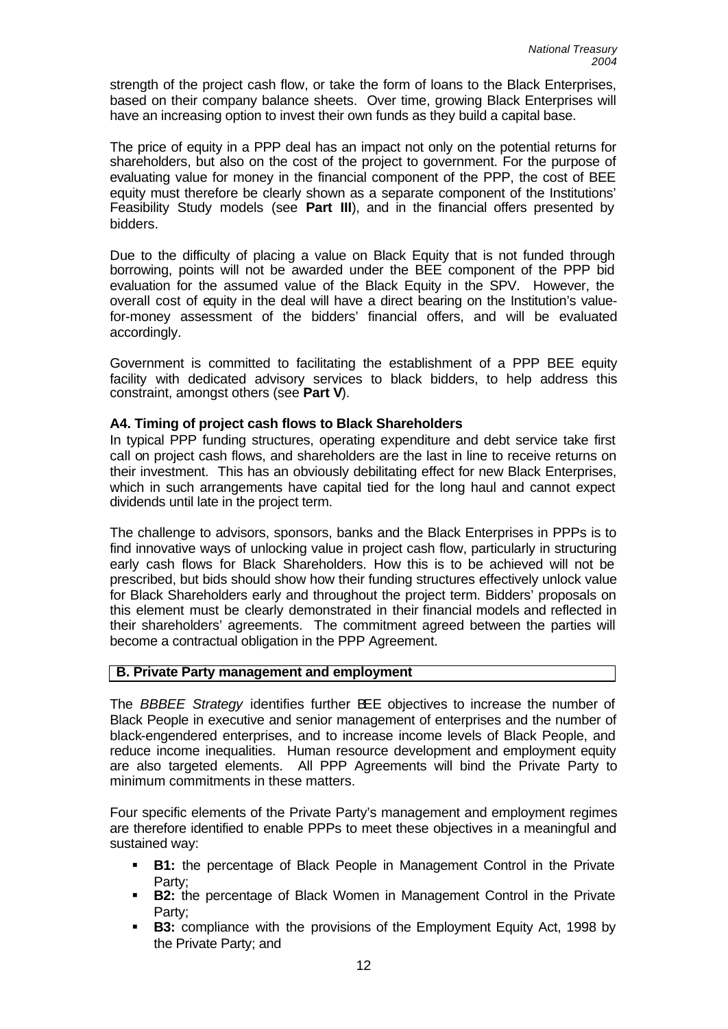strength of the project cash flow, or take the form of loans to the Black Enterprises, based on their company balance sheets. Over time, growing Black Enterprises will have an increasing option to invest their own funds as they build a capital base.

The price of equity in a PPP deal has an impact not only on the potential returns for shareholders, but also on the cost of the project to government. For the purpose of evaluating value for money in the financial component of the PPP, the cost of BEE equity must therefore be clearly shown as a separate component of the Institutions' Feasibility Study models (see **Part III**), and in the financial offers presented by bidders.

Due to the difficulty of placing a value on Black Equity that is not funded through borrowing, points will not be awarded under the BEE component of the PPP bid evaluation for the assumed value of the Black Equity in the SPV. However, the overall cost of equity in the deal will have a direct bearing on the Institution's value-for-money assessment of the bidders' financial offers, and will be evaluated accordingly.

Government is committed to facilitating the establishment of a PPP BEE equity facility with dedicated advisory services to black bidders, to help address this constraint, amongst others (see **Part V**).

### A4. Timing of project cash flows to Black Shareholders

In typical PPP funding structures, operating expenditure and debt service take first call on project cash flows, and shareholders are the last in line to receive returns on their investment. This has an obviously debilitating effect for new Black Enterprises, which in such arrangements have capital tied for the long haul and cannot expect dividends until late in the project term.

The challenge to advisors, sponsors, banks and the Black Enterprises in PPPs is to find innovative ways of unlocking value in project cash flow, particularly in structuring early cash flows for Black Shareholders. How this is to be achieved will not be prescribed, but bids should show how their funding structures effectively unlock value for Black Shareholders early and throughout the project term. Bidders' proposals on this element must be clearly demonstrated in their financial models and reflected in their shareholders' agreements. The commitment agreed between the parties will become a contractual obligation in the PPP Agreement.

## B. Private Party management and employment

The *BBBEE Strategy* identifies further BEE objectives to increase the number of Black People in executive and senior management of enterprises and the number of black-engendered enterprises, and to increase income levels of Black People, and reduce income inequalities. Human resource development and employment equity are also targeted elements. All PPP Agreements will bind the Private Party to minimum commitments in these matters.

Four specific elements of the Private Party's management and employment regimes are therefore identified to enable PPPs to meet these objectives in a meaningful and sustained way:

- **B1:** the percentage of Black People in Management Control in the Private Party;
- **B2:** the percentage of Black Women in Management Control in the Private Party;
- **B3:** compliance with the provisions of the Employment Equity Act, 1998 by the Private Party; and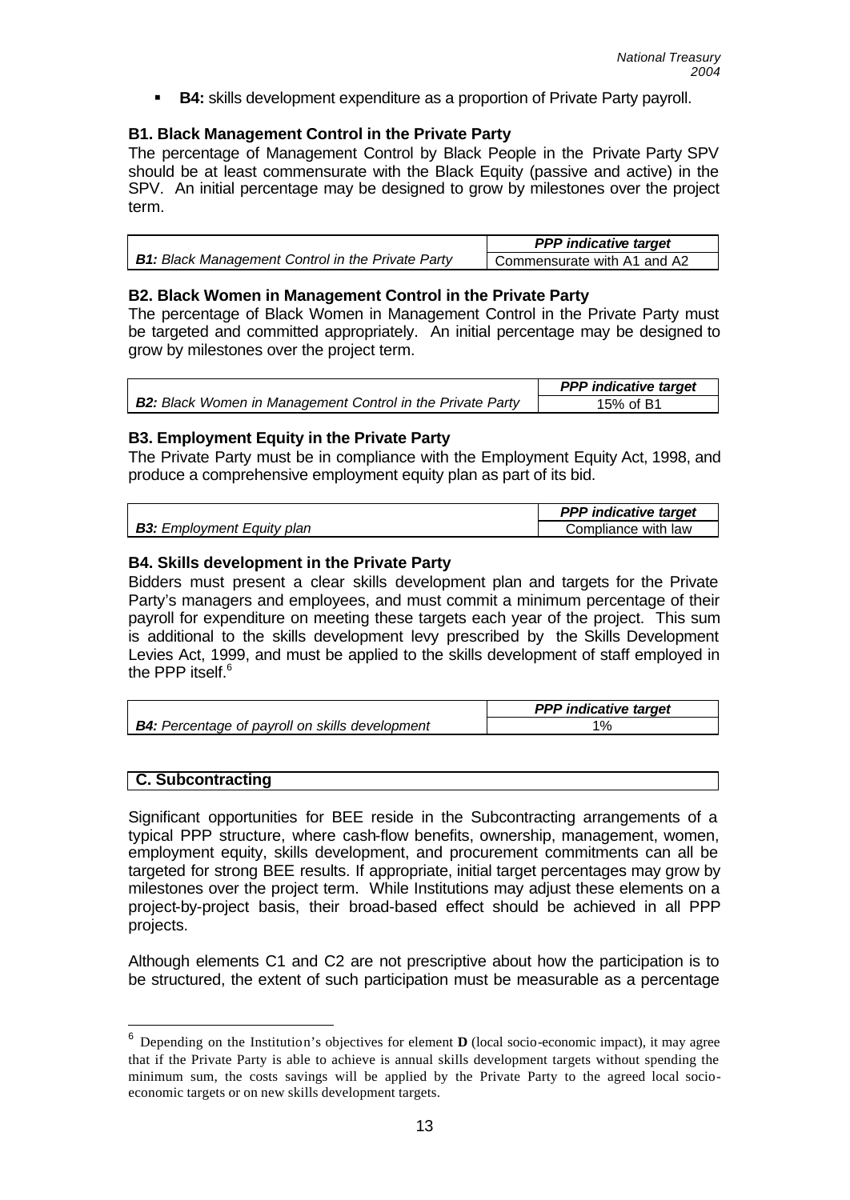- **B4:** skills development expenditure as a proportion of Private Party payroll.

### B1. Black Management Control in the Private Party

The percentage of Management Control by Black People in the Private Party SPV should be at least commensurate with the Black Equity (passive and active) in the SPV. An initial percentage may be designed to grow by milestones over the project term.

| | *PPP indicative target* |
|---|---|
| ***B1:** Black Management Control in the Private Party* | Commensurate with A1 and A2 |

### B2. Black Women in Management Control in the Private Party

The percentage of Black Women in Management Control in the Private Party must be targeted and committed appropriately. An initial percentage may be designed to grow by milestones over the project term.

| | *PPP indicative target* |
|---|---|
| ***B2:** Black Women in Management Control in the Private Party* | 15% of B1 |

### B3. Employment Equity in the Private Party

The Private Party must be in compliance with the Employment Equity Act, 1998, and produce a comprehensive employment equity plan as part of its bid.

| | *PPP indicative target* |
|---|---|
| ***B3:** Employment Equity plan* | Compliance with law |

### B4. Skills development in the Private Party

Bidders must present a clear skills development plan and targets for the Private Party's managers and employees, and must commit a minimum percentage of their payroll for expenditure on meeting these targets each year of the project. This sum is additional to the skills development levy prescribed by the Skills Development Levies Act, 1999, and must be applied to the skills development of staff employed in the PPP itself.[6]

| | *PPP indicative target* |
|---|---|
| ***B4:** Percentage of payroll on skills development* | 1% |

## C. Subcontracting

Significant opportunities for BEE reside in the Subcontracting arrangements of a typical PPP structure, where cash-flow benefits, ownership, management, women, employment equity, skills development, and procurement commitments can all be targeted for strong BEE results. If appropriate, initial target percentages may grow by milestones over the project term. While Institutions may adjust these elements on a project-by-project basis, their broad-based effect should be achieved in all PPP projects.

Although elements C1 and C2 are not prescriptive about how the participation is to be structured, the extent of such participation must be measurable as a percentage

---

[6] Depending on the Institution's objectives for element **D** (local socio-economic impact), it may agree that if the Private Party is able to achieve is annual skills development targets without spending the minimum sum, the costs savings will be applied by the Private Party to the agreed local socio-economic targets or on new skills development targets.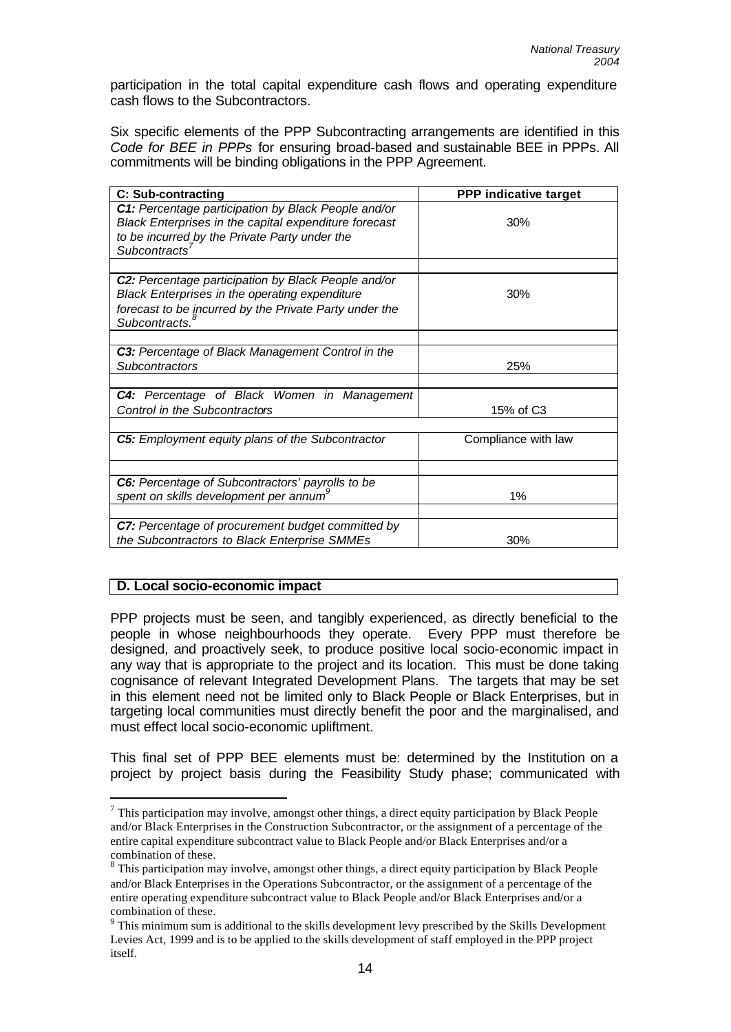participation in the total capital expenditure cash flows and operating expenditure cash flows to the Subcontractors.

Six specific elements of the PPP Subcontracting arrangements are identified in this *Code for BEE in PPPs* for ensuring broad-based and sustainable BEE in PPPs. All commitments will be binding obligations in the PPP Agreement.

| C: Sub-contracting | PPP indicative target |
|---|---|
| ***C1:*** *Percentage participation by Black People and/or Black Enterprises in the capital expenditure forecast to be incurred by the Private Party under the Subcontracts*[7] | 30% |
| ***C2:*** *Percentage participation by Black People and/or Black Enterprises in the operating expenditure forecast to be incurred by the Private Party under the Subcontracts.*[8] | 30% |
| ***C3:*** *Percentage of Black Management Control in the Subcontractors* | 25% |
| ***C4:*** *Percentage of Black Women in Management Control in the Subcontractors* | 15% of C3 |
| ***C5:*** *Employment equity plans of the Subcontractor* | Compliance with law |
| ***C6:*** *Percentage of Subcontractors' payrolls to be spent on skills development per annum*[9] | 1% |
| ***C7:*** *Percentage of procurement budget committed by the Subcontractors to Black Enterprise SMMEs* | 30% |

## D. Local socio-economic impact

PPP projects must be seen, and tangibly experienced, as directly beneficial to the people in whose neighbourhoods they operate. Every PPP must therefore be designed, and proactively seek, to produce positive local socio-economic impact in any way that is appropriate to the project and its location. This must be done taking cognisance of relevant Integrated Development Plans. The targets that may be set in this element need not be limited only to Black People or Black Enterprises, but in targeting local communities must directly benefit the poor and the marginalised, and must effect local socio-economic upliftment.

This final set of PPP BEE elements must be: determined by the Institution on a project by project basis during the Feasibility Study phase; communicated with

---

[7] This participation may involve, amongst other things, a direct equity participation by Black People and/or Black Enterprises in the Construction Subcontractor, or the assignment of a percentage of the entire capital expenditure subcontract value to Black People and/or Black Enterprises and/or a combination of these.

[8] This participation may involve, amongst other things, a direct equity participation by Black People and/or Black Enterprises in the Operations Subcontractor, or the assignment of a percentage of the entire operating expenditure subcontract value to Black People and/or Black Enterprises and/or a combination of these.

[9] This minimum sum is additional to the skills development levy prescribed by the Skills Development Levies Act, 1999 and is to be applied to the skills development of staff employed in the PPP project itself.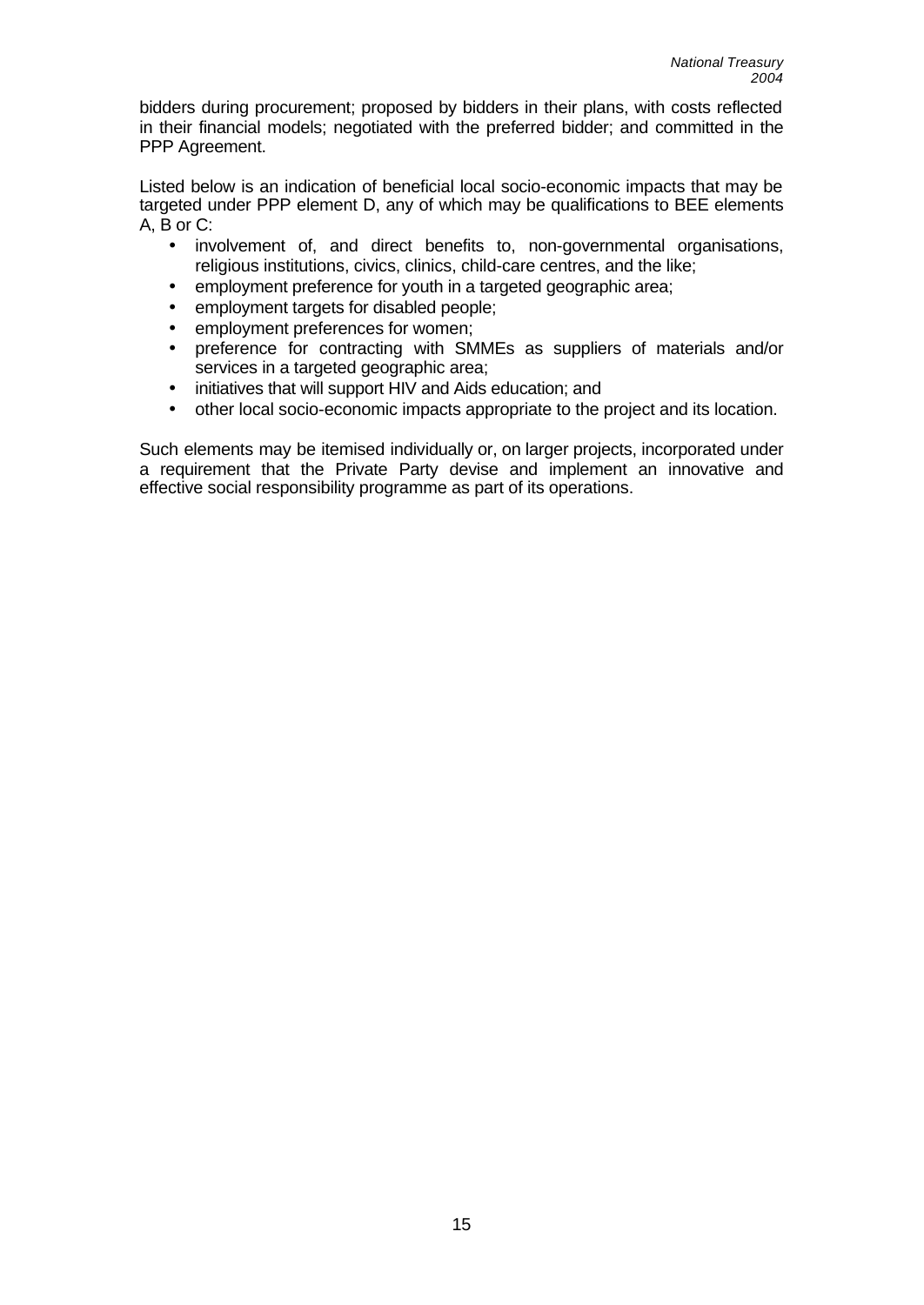bidders during procurement; proposed by bidders in their plans, with costs reflected in their financial models; negotiated with the preferred bidder; and committed in the PPP Agreement.

Listed below is an indication of beneficial local socio-economic impacts that may be targeted under PPP element D, any of which may be qualifications to BEE elements A, B or C:

- involvement of, and direct benefits to, non-governmental organisations, religious institutions, civics, clinics, child-care centres, and the like;
- employment preference for youth in a targeted geographic area;
- employment targets for disabled people;
- employment preferences for women;
- preference for contracting with SMMEs as suppliers of materials and/or services in a targeted geographic area;
- initiatives that will support HIV and Aids education; and
- other local socio-economic impacts appropriate to the project and its location.

Such elements may be itemised individually or, on larger projects, incorporated under a requirement that the Private Party devise and implement an innovative and effective social responsibility programme as part of its operations.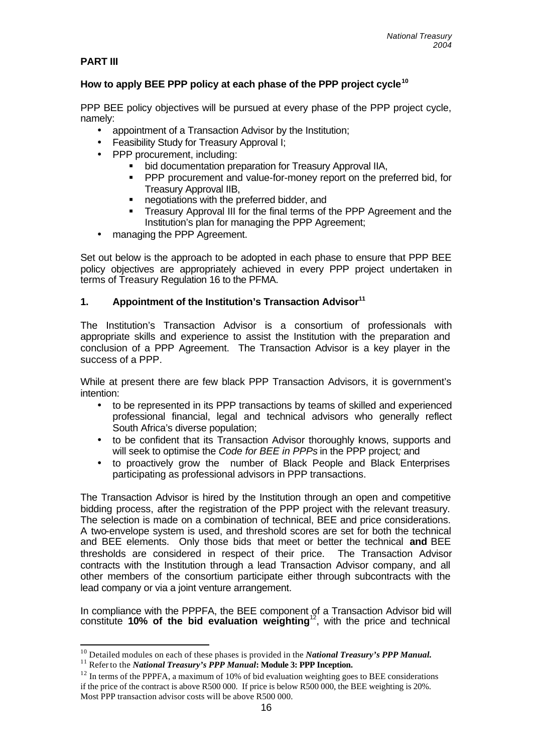## PART III

### How to apply BEE PPP policy at each phase of the PPP project cycle[10]

PPP BEE policy objectives will be pursued at every phase of the PPP project cycle, namely:

- appointment of a Transaction Advisor by the Institution;
- Feasibility Study for Treasury Approval I;
- PPP procurement, including:
  - bid documentation preparation for Treasury Approval IIA,
  - PPP procurement and value-for-money report on the preferred bid, for Treasury Approval IIB,
  - negotiations with the preferred bidder, and
  - Treasury Approval III for the final terms of the PPP Agreement and the Institution's plan for managing the PPP Agreement;
- managing the PPP Agreement.

Set out below is the approach to be adopted in each phase to ensure that PPP BEE policy objectives are appropriately achieved in every PPP project undertaken in terms of Treasury Regulation 16 to the PFMA.

### 1. Appointment of the Institution's Transaction Advisor[11]

The Institution's Transaction Advisor is a consortium of professionals with appropriate skills and experience to assist the Institution with the preparation and conclusion of a PPP Agreement. The Transaction Advisor is a key player in the success of a PPP.

While at present there are few black PPP Transaction Advisors, it is government's intention:

- to be represented in its PPP transactions by teams of skilled and experienced professional financial, legal and technical advisors who generally reflect South Africa's diverse population;
- to be confident that its Transaction Advisor thoroughly knows, supports and will seek to optimise the *Code for BEE in PPPs* in the PPP project; and
- to proactively grow the number of Black People and Black Enterprises participating as professional advisors in PPP transactions.

The Transaction Advisor is hired by the Institution through an open and competitive bidding process, after the registration of the PPP project with the relevant treasury. The selection is made on a combination of technical, BEE and price considerations. A two-envelope system is used, and threshold scores are set for both the technical and BEE elements. Only those bids that meet or better the technical **and** BEE thresholds are considered in respect of their price. The Transaction Advisor contracts with the Institution through a lead Transaction Advisor company, and all other members of the consortium participate either through subcontracts with the lead company or via a joint venture arrangement.

In compliance with the PPPFA, the BEE component of a Transaction Advisor bid will constitute **10% of the bid evaluation weighting**[12], with the price and technical

---

[10] Detailed modules on each of these phases is provided in the ***National Treasury's PPP Manual.***

[11] Refer to the ***National Treasury's PPP Manual*: Module 3: PPP Inception.**

[12] In terms of the PPPFA, a maximum of 10% of bid evaluation weighting goes to BEE considerations if the price of the contract is above R500 000. If price is below R500 000, the BEE weighting is 20%. Most PPP transaction advisor costs will be above R500 000.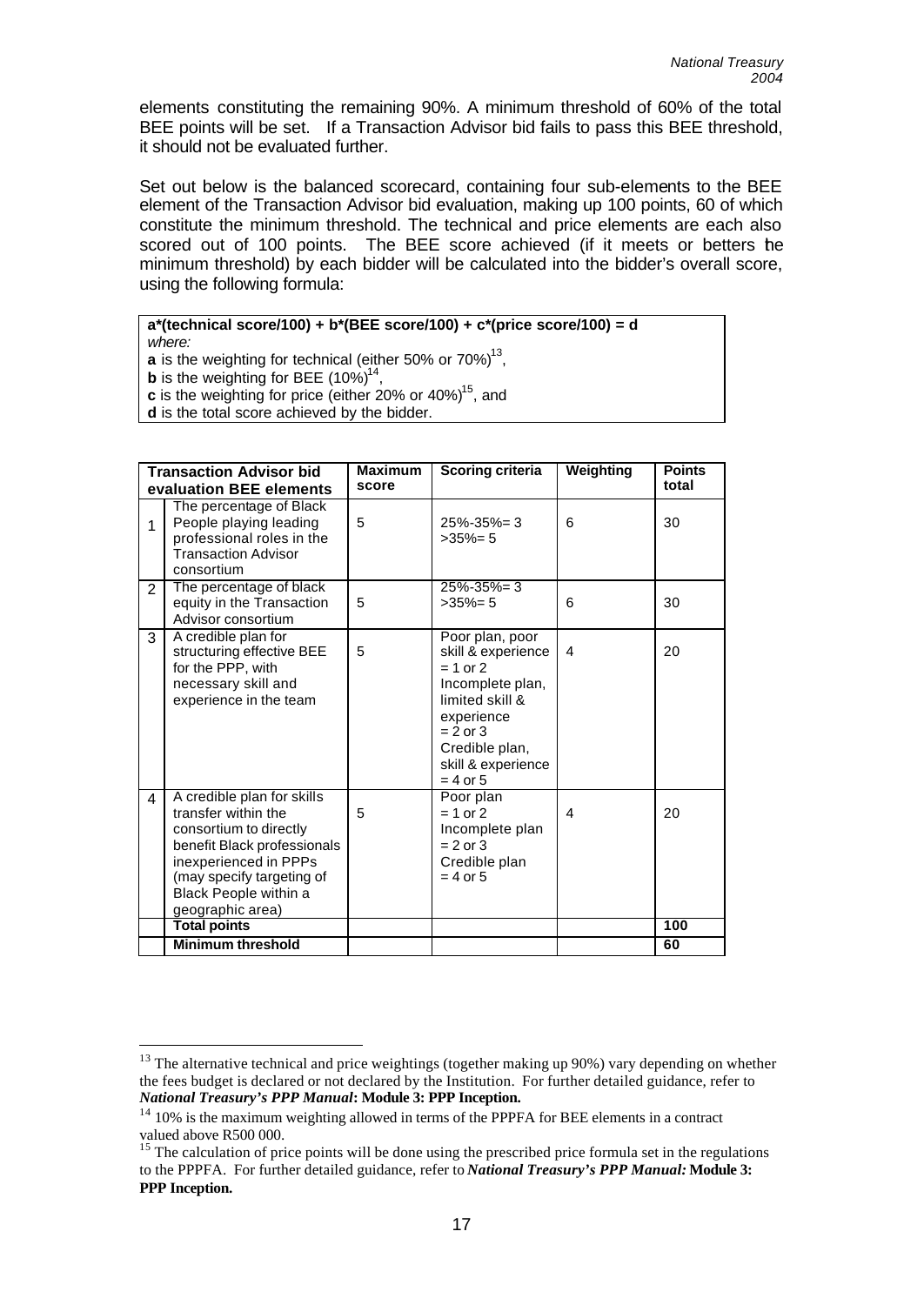elements constituting the remaining 90%. A minimum threshold of 60% of the total BEE points will be set. If a Transaction Advisor bid fails to pass this BEE threshold, it should not be evaluated further.

Set out below is the balanced scorecard, containing four sub-elements to the BEE element of the Transaction Advisor bid evaluation, making up 100 points, 60 of which constitute the minimum threshold. The technical and price elements are each also scored out of 100 points. The BEE score achieved (if it meets or betters the minimum threshold) by each bidder will be calculated into the bidder's overall score, using the following formula:

| **a\*(technical score/100) + b\*(BEE score/100) + c\*(price score/100) = d** |
|---|
| *where:* |
| **a** is the weighting for technical (either 50% or 70%)[13], |
| **b** is the weighting for BEE (10%)[14], |
| **c** is the weighting for price (either 20% or 40%)[15], and |
| **d** is the total score achieved by the bidder. |

| | **Transaction Advisor bid evaluation BEE elements** | **Maximum score** | **Scoring criteria** | **Weighting** | **Points total** |
|---|---|---|---|---|---|
| 1 | The percentage of Black People playing leading professional roles in the Transaction Advisor consortium | 5 | 25%-35%= 3<br>>35%= 5 | 6 | 30 |
| 2 | The percentage of black equity in the Transaction Advisor consortium | 5 | 25%-35%= 3<br>>35%= 5 | 6 | 30 |
| 3 | A credible plan for structuring effective BEE for the PPP, with necessary skill and experience in the team | 5 | Poor plan, poor skill & experience = 1 or 2<br>Incomplete plan, limited skill & experience = 2 or 3<br>Credible plan, skill & experience = 4 or 5 | 4 | 20 |
| 4 | A credible plan for skills transfer within the consortium to directly benefit Black professionals inexperienced in PPPs (may specify targeting of Black People within a geographic area) | 5 | Poor plan = 1 or 2<br>Incomplete plan = 2 or 3<br>Credible plan = 4 or 5 | 4 | 20 |
| | **Total points** | | | | **100** |
| | **Minimum threshold** | | | | **60** |

---

[13] The alternative technical and price weightings (together making up 90%) vary depending on whether the fees budget is declared or not declared by the Institution. For further detailed guidance, refer to ***National Treasury's PPP Manual*: Module 3: PPP Inception.**

[14] 10% is the maximum weighting allowed in terms of the PPPFA for BEE elements in a contract valued above R500 000.

[15] The calculation of price points will be done using the prescribed price formula set in the regulations to the PPPFA. For further detailed guidance, refer to ***National Treasury's PPP Manual:* Module 3: PPP Inception.**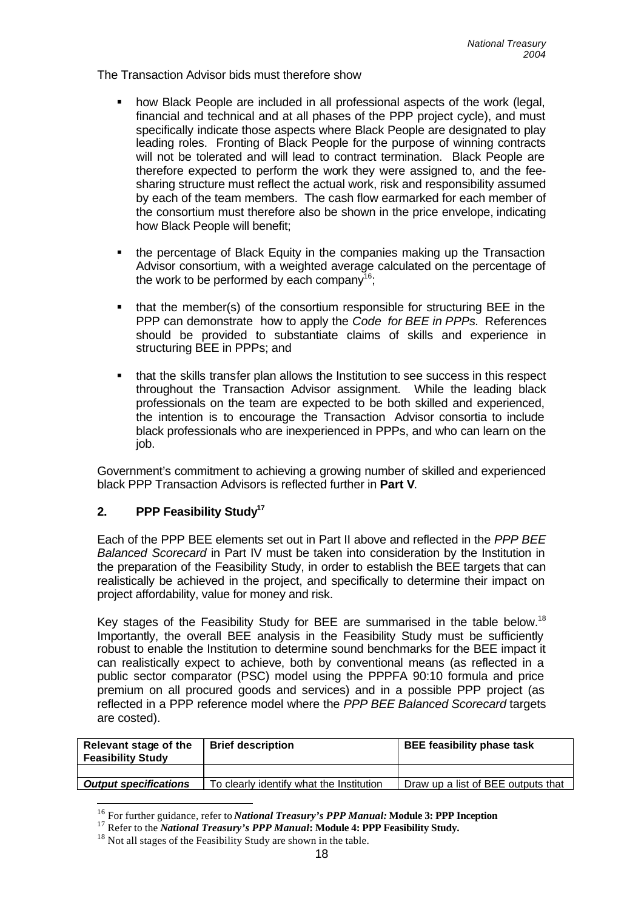The Transaction Advisor bids must therefore show

- how Black People are included in all professional aspects of the work (legal, financial and technical and at all phases of the PPP project cycle), and must specifically indicate those aspects where Black People are designated to play leading roles. Fronting of Black People for the purpose of winning contracts will not be tolerated and will lead to contract termination. Black People are therefore expected to perform the work they were assigned to, and the fee-sharing structure must reflect the actual work, risk and responsibility assumed by each of the team members. The cash flow earmarked for each member of the consortium must therefore also be shown in the price envelope, indicating how Black People will benefit;

- the percentage of Black Equity in the companies making up the Transaction Advisor consortium, with a weighted average calculated on the percentage of the work to be performed by each company[16];

- that the member(s) of the consortium responsible for structuring BEE in the PPP can demonstrate how to apply the *Code for BEE in PPPs.* References should be provided to substantiate claims of skills and experience in structuring BEE in PPPs; and

- that the skills transfer plan allows the Institution to see success in this respect throughout the Transaction Advisor assignment. While the leading black professionals on the team are expected to be both skilled and experienced, the intention is to encourage the Transaction Advisor consortia to include black professionals who are inexperienced in PPPs, and who can learn on the job.

Government's commitment to achieving a growing number of skilled and experienced black PPP Transaction Advisors is reflected further in **Part V**.

## 2. PPP Feasibility Study[17]

Each of the PPP BEE elements set out in Part II above and reflected in the *PPP BEE Balanced Scorecard* in Part IV must be taken into consideration by the Institution in the preparation of the Feasibility Study, in order to establish the BEE targets that can realistically be achieved in the project, and specifically to determine their impact on project affordability, value for money and risk.

Key stages of the Feasibility Study for BEE are summarised in the table below.[18] Importantly, the overall BEE analysis in the Feasibility Study must be sufficiently robust to enable the Institution to determine sound benchmarks for the BEE impact it can realistically expect to achieve, both by conventional means (as reflected in a public sector comparator (PSC) model using the PPPFA 90:10 formula and price premium on all procured goods and services) and in a possible PPP project (as reflected in a PPP reference model where the *PPP BEE Balanced Scorecard* targets are costed).

| Relevant stage of the Feasibility Study | Brief description | BEE feasibility phase task |
|---|---|---|
| | | |
| ***Output specifications*** | To clearly identify what the Institution | Draw up a list of BEE outputs that |

[16] For further guidance, refer to ***National Treasury's PPP Manual:*** **Module 3: PPP Inception**

[17] Refer to the ***National Treasury's PPP Manual*****: Module 4: PPP Feasibility Study.**

[18] Not all stages of the Feasibility Study are shown in the table.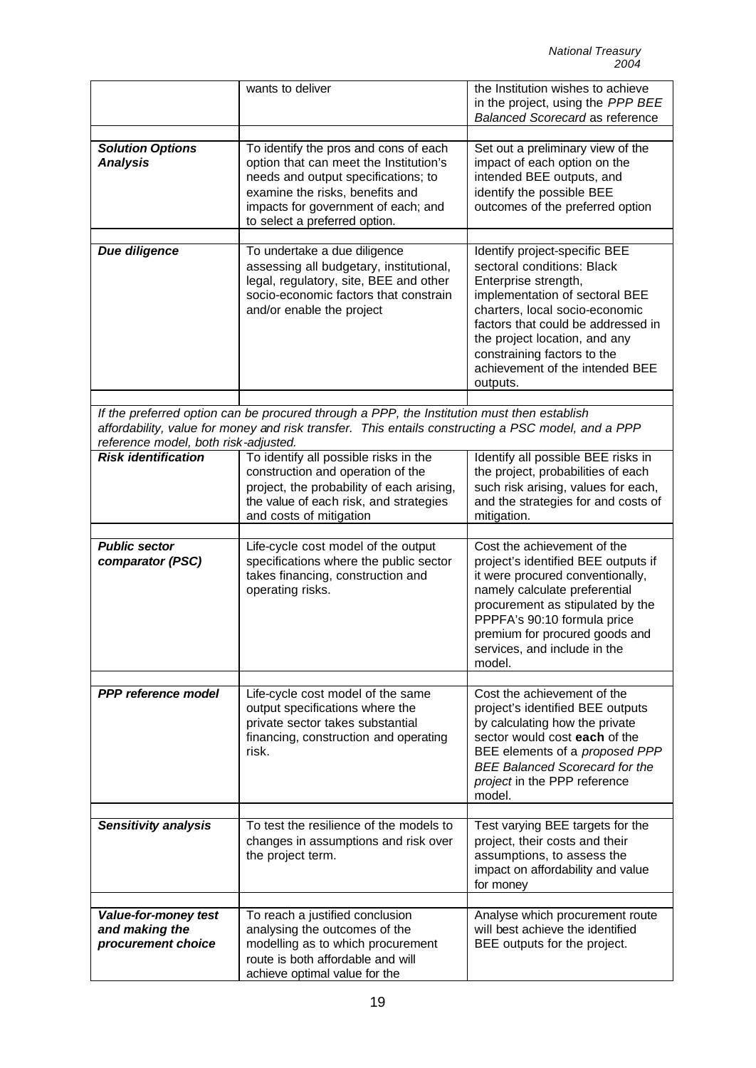| | | |
|---|---|---|
| | wants to deliver | the Institution wishes to achieve in the project, using the *PPP BEE Balanced Scorecard* as reference |
| ***Solution Options Analysis*** | To identify the pros and cons of each option that can meet the Institution's needs and output specifications; to examine the risks, benefits and impacts for government of each; and to select a preferred option. | Set out a preliminary view of the impact of each option on the intended BEE outputs, and identify the possible BEE outcomes of the preferred option |
| ***Due diligence*** | To undertake a due diligence assessing all budgetary, institutional, legal, regulatory, site, BEE and other socio-economic factors that constrain and/or enable the project | Identify project-specific BEE sectoral conditions: Black Enterprise strength, implementation of sectoral BEE charters, local socio-economic factors that could be addressed in the project location, and any constraining factors to the achievement of the intended BEE outputs. |
| *If the preferred option can be procured through a PPP, the Institution must then establish affordability, value for money and risk transfer. This entails constructing a PSC model, and a PPP reference model, both risk-adjusted.* | | |
| ***Risk identification*** | To identify all possible risks in the construction and operation of the project, the probability of each arising, the value of each risk, and strategies and costs of mitigation | Identify all possible BEE risks in the project, probabilities of each such risk arising, values for each, and the strategies for and costs of mitigation. |
| ***Public sector comparator (PSC)*** | Life-cycle cost model of the output specifications where the public sector takes financing, construction and operating risks. | Cost the achievement of the project's identified BEE outputs if it were procured conventionally, namely calculate preferential procurement as stipulated by the PPPFA's 90:10 formula price premium for procured goods and services, and include in the model. |
| ***PPP reference model*** | Life-cycle cost model of the same output specifications where the private sector takes substantial financing, construction and operating risk. | Cost the achievement of the project's identified BEE outputs by calculating how the private sector would cost **each** of the BEE elements of a *proposed PPP BEE Balanced Scorecard for the project* in the PPP reference model. |
| ***Sensitivity analysis*** | To test the resilience of the models to changes in assumptions and risk over the project term. | Test varying BEE targets for the project, their costs and their assumptions, to assess the impact on affordability and value for money |
| ***Value-for-money test and making the procurement choice*** | To reach a justified conclusion analysing the outcomes of the modelling as to which procurement route is both affordable and will achieve optimal value for the | Analyse which procurement route will best achieve the identified BEE outputs for the project. |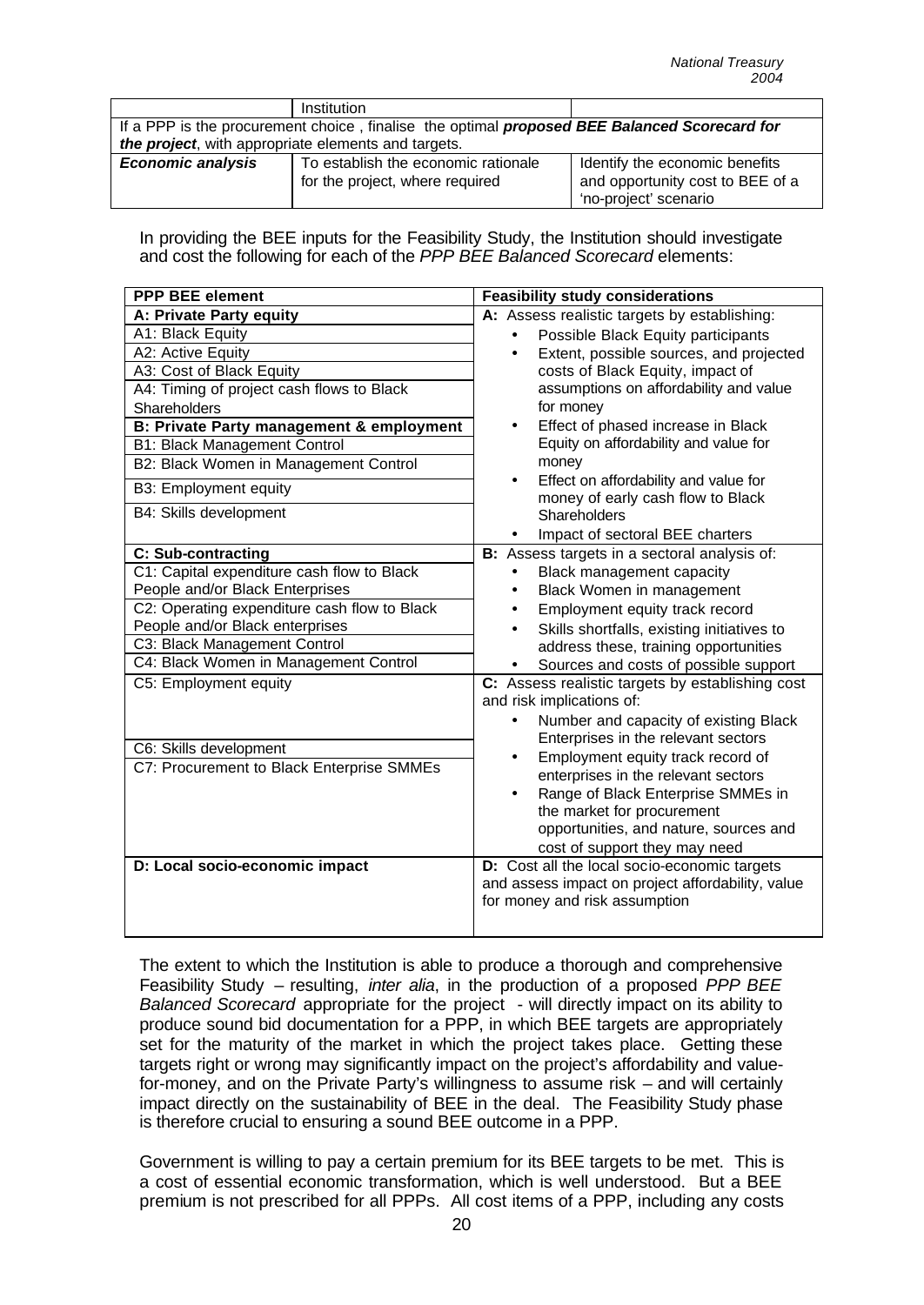| | Institution | |
|---|---|---|
| If a PPP is the procurement choice , finalise the optimal ***proposed BEE Balanced Scorecard for the project***, with appropriate elements and targets. | | |
| ***Economic analysis*** | To establish the economic rationale for the project, where required | Identify the economic benefits and opportunity cost to BEE of a 'no-project' scenario |

In providing the BEE inputs for the Feasibility Study, the Institution should investigate and cost the following for each of the *PPP BEE Balanced Scorecard* elements:

| PPP BEE element | Feasibility study considerations |
|---|---|
| **A: Private Party equity**<br>A1: Black Equity<br>A2: Active Equity<br>A3: Cost of Black Equity<br>A4: Timing of project cash flows to Black Shareholders<br>**B: Private Party management & employment**<br>B1: Black Management Control<br>B2: Black Women in Management Control<br>B3: Employment equity<br>B4: Skills development | **A:** Assess realistic targets by establishing:<br>• Possible Black Equity participants<br>• Extent, possible sources, and projected costs of Black Equity, impact of assumptions on affordability and value for money<br>• Effect of phased increase in Black Equity on affordability and value for money<br>• Effect on affordability and value for money of early cash flow to Black Shareholders<br>• Impact of sectoral BEE charters |
| **C: Sub-contracting**<br>C1: Capital expenditure cash flow to Black People and/or Black Enterprises<br>C2: Operating expenditure cash flow to Black People and/or Black enterprises<br>C3: Black Management Control<br>C4: Black Women in Management Control | **B:** Assess targets in a sectoral analysis of:<br>• Black management capacity<br>• Black Women in management<br>• Employment equity track record<br>• Skills shortfalls, existing initiatives to address these, training opportunities<br>• Sources and costs of possible support |
| C5: Employment equity<br>C6: Skills development<br>C7: Procurement to Black Enterprise SMMEs | **C:** Assess realistic targets by establishing cost and risk implications of:<br>• Number and capacity of existing Black Enterprises in the relevant sectors<br>• Employment equity track record of enterprises in the relevant sectors<br>• Range of Black Enterprise SMMEs in the market for procurement opportunities, and nature, sources and cost of support they may need |
| **D: Local socio-economic impact** | **D:** Cost all the local socio-economic targets and assess impact on project affordability, value for money and risk assumption |

The extent to which the Institution is able to produce a thorough and comprehensive Feasibility Study – resulting, *inter alia*, in the production of a proposed *PPP BEE Balanced Scorecard* appropriate for the project - will directly impact on its ability to produce sound bid documentation for a PPP, in which BEE targets are appropriately set for the maturity of the market in which the project takes place. Getting these targets right or wrong may significantly impact on the project's affordability and value-for-money, and on the Private Party's willingness to assume risk – and will certainly impact directly on the sustainability of BEE in the deal. The Feasibility Study phase is therefore crucial to ensuring a sound BEE outcome in a PPP.

Government is willing to pay a certain premium for its BEE targets to be met. This is a cost of essential economic transformation, which is well understood. But a BEE premium is not prescribed for all PPPs. All cost items of a PPP, including any costs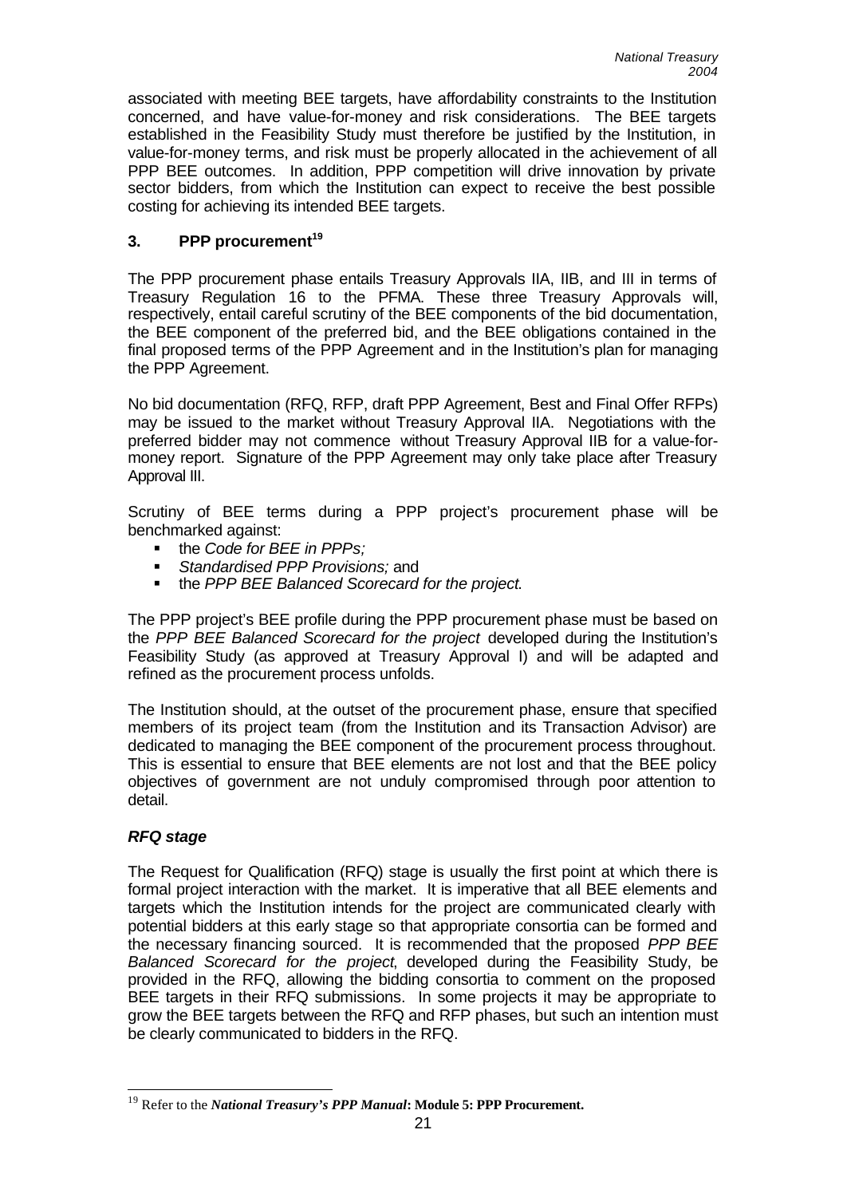associated with meeting BEE targets, have affordability constraints to the Institution concerned, and have value-for-money and risk considerations. The BEE targets established in the Feasibility Study must therefore be justified by the Institution, in value-for-money terms, and risk must be properly allocated in the achievement of all PPP BEE outcomes. In addition, PPP competition will drive innovation by private sector bidders, from which the Institution can expect to receive the best possible costing for achieving its intended BEE targets.

## 3. PPP procurement[19]

The PPP procurement phase entails Treasury Approvals IIA, IIB, and III in terms of Treasury Regulation 16 to the PFMA. These three Treasury Approvals will, respectively, entail careful scrutiny of the BEE components of the bid documentation, the BEE component of the preferred bid, and the BEE obligations contained in the final proposed terms of the PPP Agreement and in the Institution's plan for managing the PPP Agreement.

No bid documentation (RFQ, RFP, draft PPP Agreement, Best and Final Offer RFPs) may be issued to the market without Treasury Approval IIA. Negotiations with the preferred bidder may not commence without Treasury Approval IIB for a value-for-money report. Signature of the PPP Agreement may only take place after Treasury Approval III.

Scrutiny of BEE terms during a PPP project's procurement phase will be benchmarked against:

- the *Code for BEE in PPPs;*
- *Standardised PPP Provisions;* and
- the *PPP BEE Balanced Scorecard for the project*.

The PPP project's BEE profile during the PPP procurement phase must be based on the *PPP BEE Balanced Scorecard for the project* developed during the Institution's Feasibility Study (as approved at Treasury Approval I) and will be adapted and refined as the procurement process unfolds.

The Institution should, at the outset of the procurement phase, ensure that specified members of its project team (from the Institution and its Transaction Advisor) are dedicated to managing the BEE component of the procurement process throughout. This is essential to ensure that BEE elements are not lost and that the BEE policy objectives of government are not unduly compromised through poor attention to detail.

### *RFQ stage*

The Request for Qualification (RFQ) stage is usually the first point at which there is formal project interaction with the market. It is imperative that all BEE elements and targets which the Institution intends for the project are communicated clearly with potential bidders at this early stage so that appropriate consortia can be formed and the necessary financing sourced. It is recommended that the proposed *PPP BEE Balanced Scorecard for the project*, developed during the Feasibility Study, be provided in the RFQ, allowing the bidding consortia to comment on the proposed BEE targets in their RFQ submissions. In some projects it may be appropriate to grow the BEE targets between the RFQ and RFP phases, but such an intention must be clearly communicated to bidders in the RFQ.

---

[19] Refer to the ***National Treasury's PPP Manual*: Module 5: PPP Procurement.**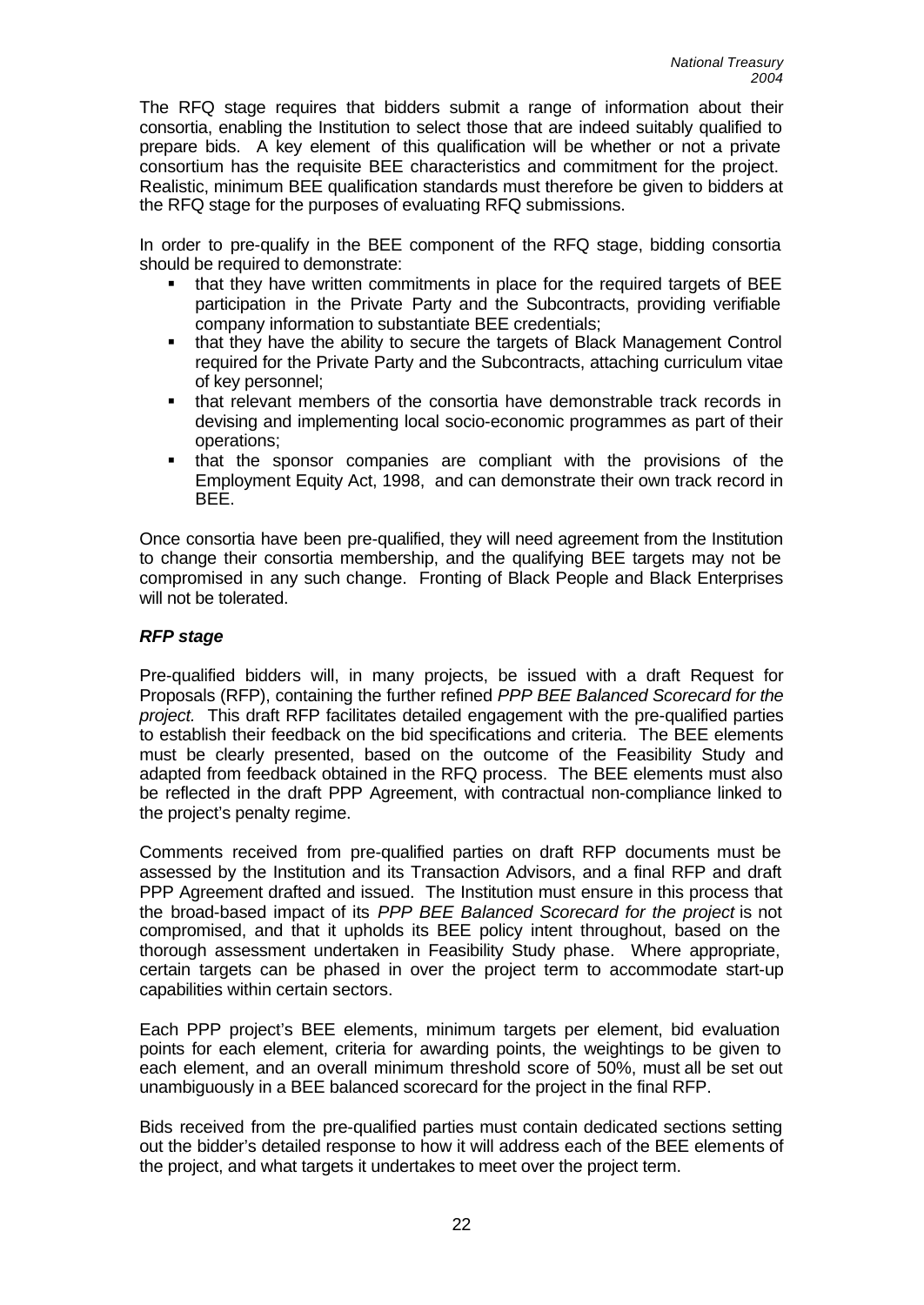The RFQ stage requires that bidders submit a range of information about their consortia, enabling the Institution to select those that are indeed suitably qualified to prepare bids. A key element of this qualification will be whether or not a private consortium has the requisite BEE characteristics and commitment for the project. Realistic, minimum BEE qualification standards must therefore be given to bidders at the RFQ stage for the purposes of evaluating RFQ submissions.

In order to pre-qualify in the BEE component of the RFQ stage, bidding consortia should be required to demonstrate:

- that they have written commitments in place for the required targets of BEE participation in the Private Party and the Subcontracts, providing verifiable company information to substantiate BEE credentials;
- that they have the ability to secure the targets of Black Management Control required for the Private Party and the Subcontracts, attaching curriculum vitae of key personnel;
- that relevant members of the consortia have demonstrable track records in devising and implementing local socio-economic programmes as part of their operations;
- that the sponsor companies are compliant with the provisions of the Employment Equity Act, 1998, and can demonstrate their own track record in BEE.

Once consortia have been pre-qualified, they will need agreement from the Institution to change their consortia membership, and the qualifying BEE targets may not be compromised in any such change. Fronting of Black People and Black Enterprises will not be tolerated.

### *RFP stage*

Pre-qualified bidders will, in many projects, be issued with a draft Request for Proposals (RFP), containing the further refined *PPP BEE Balanced Scorecard for the project.* This draft RFP facilitates detailed engagement with the pre-qualified parties to establish their feedback on the bid specifications and criteria. The BEE elements must be clearly presented, based on the outcome of the Feasibility Study and adapted from feedback obtained in the RFQ process. The BEE elements must also be reflected in the draft PPP Agreement, with contractual non-compliance linked to the project's penalty regime.

Comments received from pre-qualified parties on draft RFP documents must be assessed by the Institution and its Transaction Advisors, and a final RFP and draft PPP Agreement drafted and issued. The Institution must ensure in this process that the broad-based impact of its *PPP BEE Balanced Scorecard for the project* is not compromised, and that it upholds its BEE policy intent throughout, based on the thorough assessment undertaken in Feasibility Study phase. Where appropriate, certain targets can be phased in over the project term to accommodate start-up capabilities within certain sectors.

Each PPP project's BEE elements, minimum targets per element, bid evaluation points for each element, criteria for awarding points, the weightings to be given to each element, and an overall minimum threshold score of 50%, must all be set out unambiguously in a BEE balanced scorecard for the project in the final RFP.

Bids received from the pre-qualified parties must contain dedicated sections setting out the bidder's detailed response to how it will address each of the BEE elements of the project, and what targets it undertakes to meet over the project term.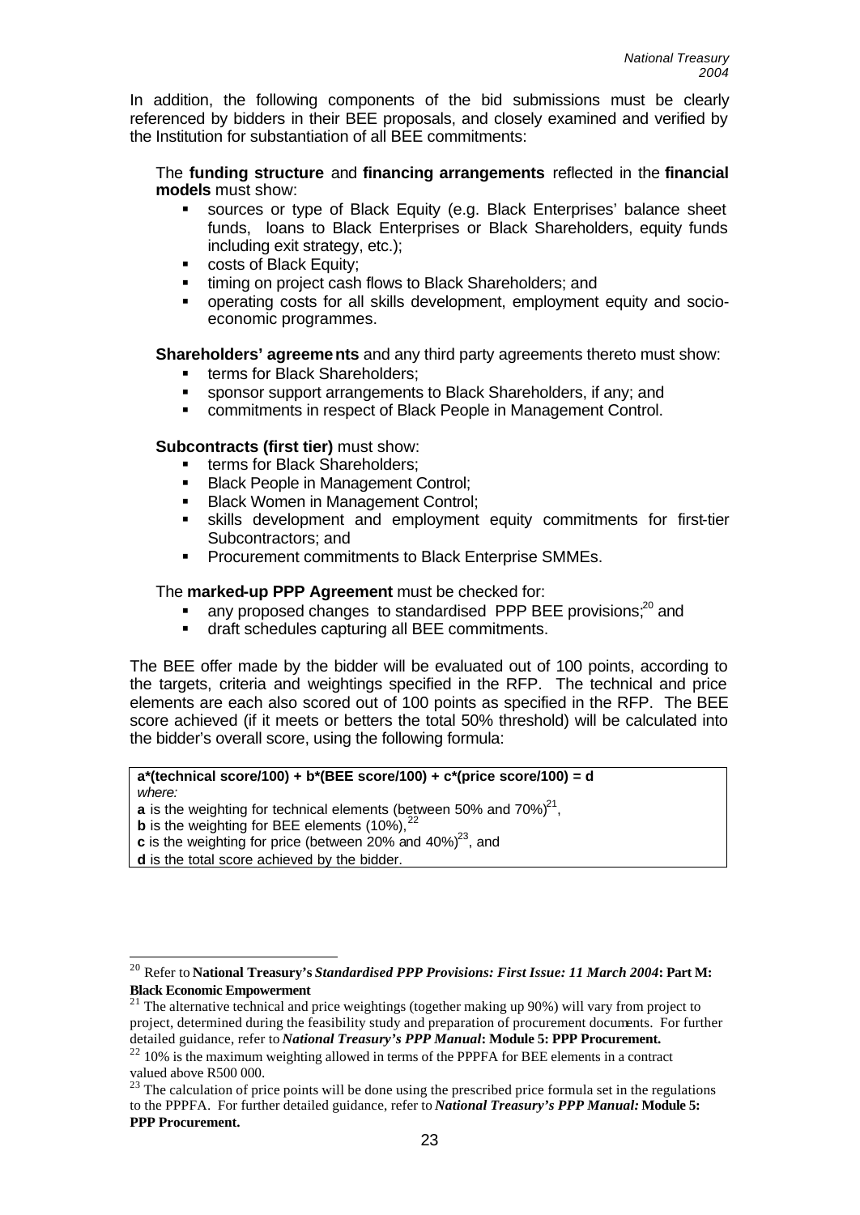In addition, the following components of the bid submissions must be clearly referenced by bidders in their BEE proposals, and closely examined and verified by the Institution for substantiation of all BEE commitments:

The **funding structure** and **financing arrangements** reflected in the **financial models** must show:

- sources or type of Black Equity (e.g. Black Enterprises' balance sheet funds, loans to Black Enterprises or Black Shareholders, equity funds including exit strategy, etc.);
- costs of Black Equity;
- timing on project cash flows to Black Shareholders; and
- operating costs for all skills development, employment equity and socio-economic programmes.

**Shareholders' agreements** and any third party agreements thereto must show:

- terms for Black Shareholders;
- sponsor support arrangements to Black Shareholders, if any; and
- commitments in respect of Black People in Management Control.

**Subcontracts (first tier)** must show:

- terms for Black Shareholders;
- Black People in Management Control;
- Black Women in Management Control;
- skills development and employment equity commitments for first-tier Subcontractors; and
- Procurement commitments to Black Enterprise SMMEs.

The **marked-up PPP Agreement** must be checked for:

- any proposed changes to standardised PPP BEE provisions;[20] and
- draft schedules capturing all BEE commitments.

The BEE offer made by the bidder will be evaluated out of 100 points, according to the targets, criteria and weightings specified in the RFP. The technical and price elements are each also scored out of 100 points as specified in the RFP. The BEE score achieved (if it meets or betters the total 50% threshold) will be calculated into the bidder's overall score, using the following formula:

**a*(technical score/100) + b*(BEE score/100) + c*(price score/100) = d**
*where:*
**a** is the weighting for technical elements (between 50% and 70%)[21],
**b** is the weighting for BEE elements (10%),[22]
**c** is the weighting for price (between 20% and 40%)[23], and
**d** is the total score achieved by the bidder.

---

[20] Refer to **National Treasury's *Standardised PPP Provisions: First Issue: 11 March 2004*: Part M: Black Economic Empowerment**

[21] The alternative technical and price weightings (together making up 90%) will vary from project to project, determined during the feasibility study and preparation of procurement documents. For further detailed guidance, refer to ***National Treasury's PPP Manual*: Module 5: PPP Procurement.**

[22] 10% is the maximum weighting allowed in terms of the PPPFA for BEE elements in a contract valued above R500 000.

[23] The calculation of price points will be done using the prescribed price formula set in the regulations to the PPPFA. For further detailed guidance, refer to ***National Treasury's PPP Manual:* Module 5: PPP Procurement.**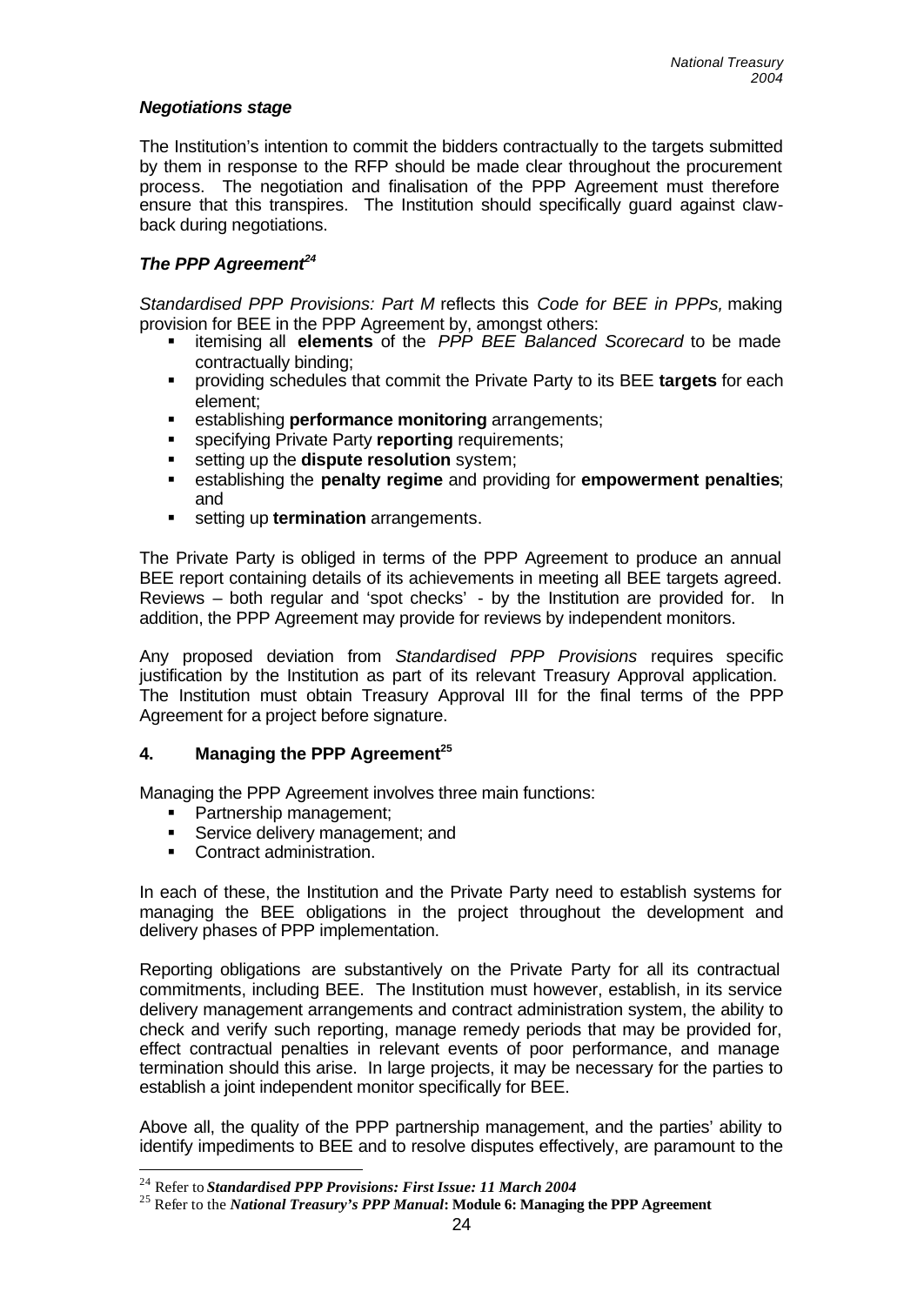***Negotiations stage***

The Institution's intention to commit the bidders contractually to the targets submitted by them in response to the RFP should be made clear throughout the procurement process. The negotiation and finalisation of the PPP Agreement must therefore ensure that this transpires. The Institution should specifically guard against claw-back during negotiations.

***The PPP Agreement***[24]

*Standardised PPP Provisions: Part M* reflects this *Code for BEE in PPPs,* making provision for BEE in the PPP Agreement by, amongst others:

- itemising all **elements** of the *PPP BEE Balanced Scorecard* to be made contractually binding;
- providing schedules that commit the Private Party to its BEE **targets** for each element;
- establishing **performance monitoring** arrangements;
- specifying Private Party **reporting** requirements;
- setting up the **dispute resolution** system;
- establishing the **penalty regime** and providing for **empowerment penalties**; and
- setting up **termination** arrangements.

The Private Party is obliged in terms of the PPP Agreement to produce an annual BEE report containing details of its achievements in meeting all BEE targets agreed. Reviews – both regular and 'spot checks' - by the Institution are provided for. In addition, the PPP Agreement may provide for reviews by independent monitors.

Any proposed deviation from *Standardised PPP Provisions* requires specific justification by the Institution as part of its relevant Treasury Approval application. The Institution must obtain Treasury Approval III for the final terms of the PPP Agreement for a project before signature.

## 4. Managing the PPP Agreement[25]

Managing the PPP Agreement involves three main functions:

- Partnership management;
- Service delivery management; and
- Contract administration.

In each of these, the Institution and the Private Party need to establish systems for managing the BEE obligations in the project throughout the development and delivery phases of PPP implementation.

Reporting obligations are substantively on the Private Party for all its contractual commitments, including BEE. The Institution must however, establish, in its service delivery management arrangements and contract administration system, the ability to check and verify such reporting, manage remedy periods that may be provided for, effect contractual penalties in relevant events of poor performance, and manage termination should this arise. In large projects, it may be necessary for the parties to establish a joint independent monitor specifically for BEE.

Above all, the quality of the PPP partnership management, and the parties' ability to identify impediments to BEE and to resolve disputes effectively, are paramount to the

---

[24] Refer to ***Standardised PPP Provisions: First Issue: 11 March 2004***

[25] Refer to the ***National Treasury's PPP Manual*: Module 6: Managing the PPP Agreement**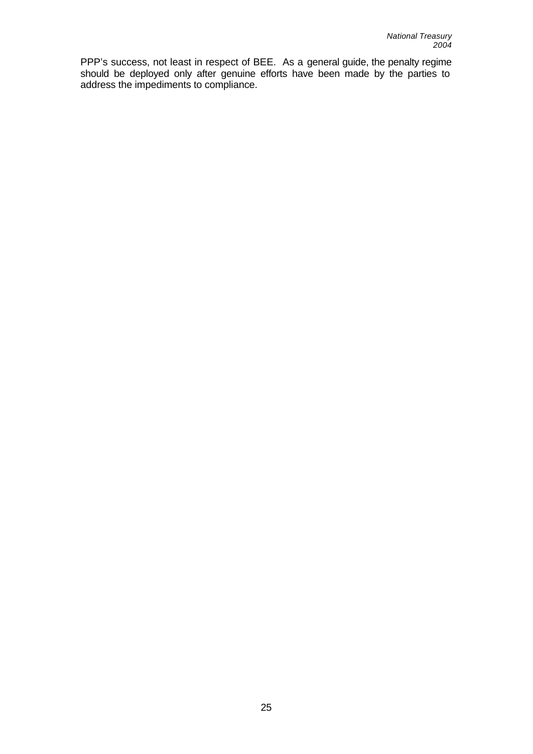PPP's success, not least in respect of BEE. As a general guide, the penalty regime should be deployed only after genuine efforts have been made by the parties to address the impediments to compliance.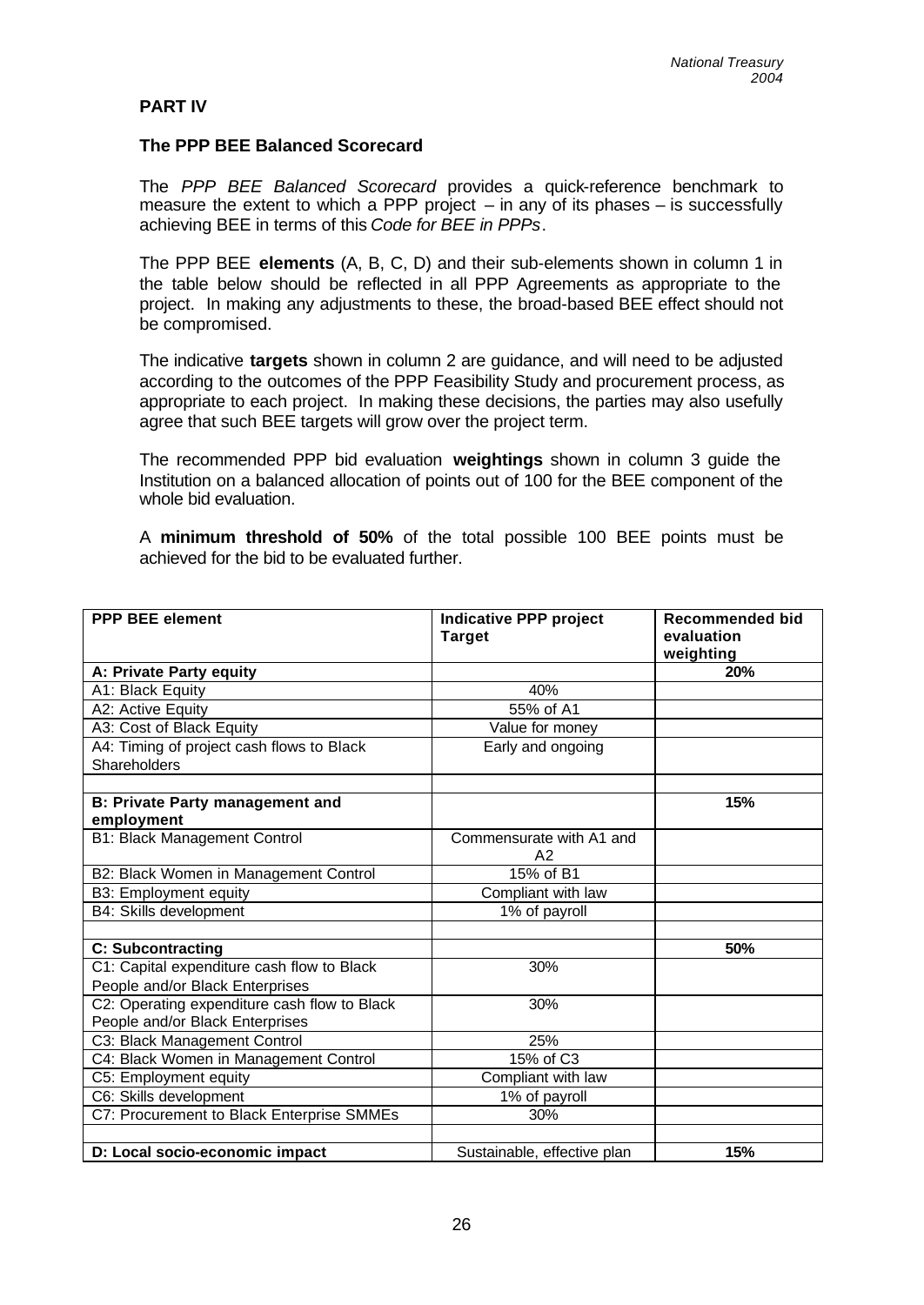**PART IV**

**The PPP BEE Balanced Scorecard**

The *PPP BEE Balanced Scorecard* provides a quick-reference benchmark to measure the extent to which a PPP project – in any of its phases – is successfully achieving BEE in terms of this *Code for BEE in PPPs*.

The PPP BEE **elements** (A, B, C, D) and their sub-elements shown in column 1 in the table below should be reflected in all PPP Agreements as appropriate to the project. In making any adjustments to these, the broad-based BEE effect should not be compromised.

The indicative **targets** shown in column 2 are guidance, and will need to be adjusted according to the outcomes of the PPP Feasibility Study and procurement process, as appropriate to each project. In making these decisions, the parties may also usefully agree that such BEE targets will grow over the project term.

The recommended PPP bid evaluation **weightings** shown in column 3 guide the Institution on a balanced allocation of points out of 100 for the BEE component of the whole bid evaluation.

A **minimum threshold of 50%** of the total possible 100 BEE points must be achieved for the bid to be evaluated further.

| PPP BEE element | Indicative PPP project Target | Recommended bid evaluation weighting |
|---|---|---|
| **A: Private Party equity** | | **20%** |
| A1: Black Equity | 40% | |
| A2: Active Equity | 55% of A1 | |
| A3: Cost of Black Equity | Value for money | |
| A4: Timing of project cash flows to Black Shareholders | Early and ongoing | |
| | | |
| **B: Private Party management and employment** | | **15%** |
| B1: Black Management Control | Commensurate with A1 and A2 | |
| B2: Black Women in Management Control | 15% of B1 | |
| B3: Employment equity | Compliant with law | |
| B4: Skills development | 1% of payroll | |
| | | |
| **C: Subcontracting** | | **50%** |
| C1: Capital expenditure cash flow to Black People and/or Black Enterprises | 30% | |
| C2: Operating expenditure cash flow to Black People and/or Black Enterprises | 30% | |
| C3: Black Management Control | 25% | |
| C4: Black Women in Management Control | 15% of C3 | |
| C5: Employment equity | Compliant with law | |
| C6: Skills development | 1% of payroll | |
| C7: Procurement to Black Enterprise SMMEs | 30% | |
| | | |
| **D: Local socio-economic impact** | Sustainable, effective plan | **15%** |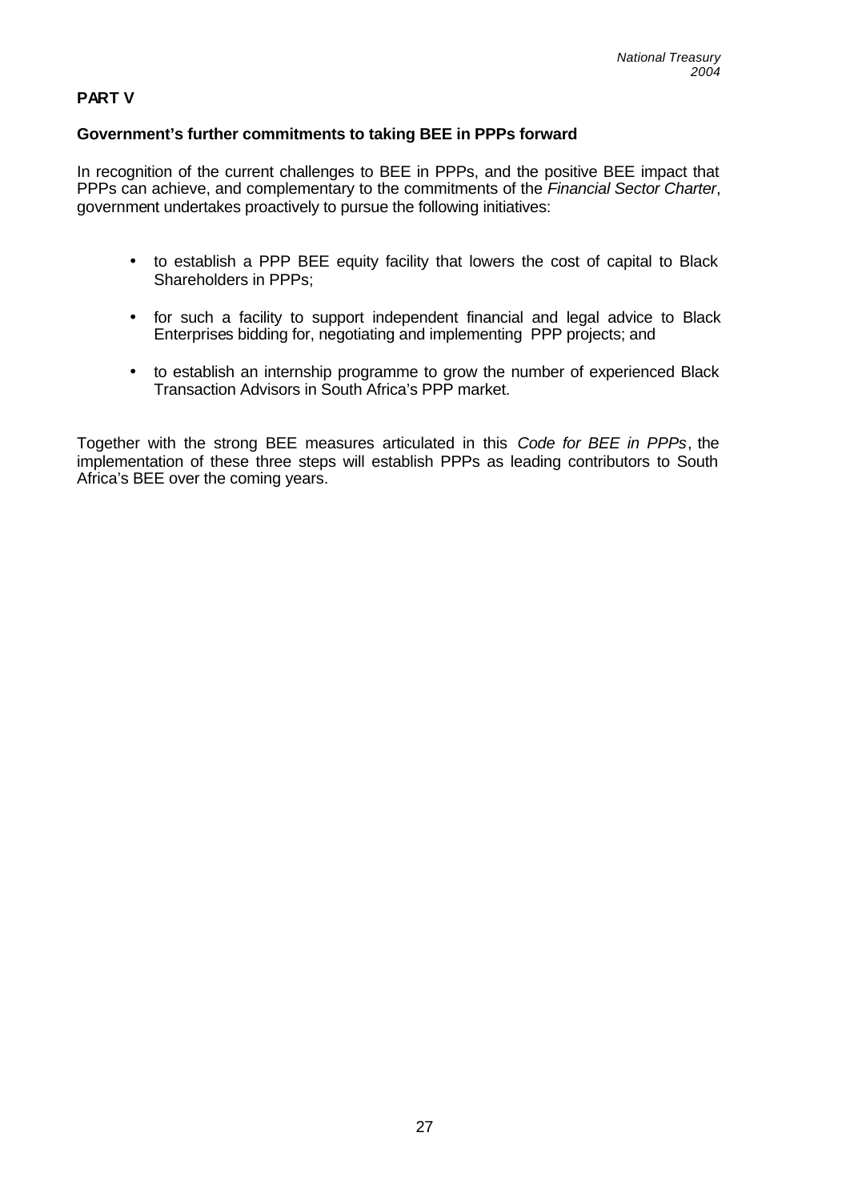**PART V**

**Government's further commitments to taking BEE in PPPs forward**

In recognition of the current challenges to BEE in PPPs, and the positive BEE impact that PPPs can achieve, and complementary to the commitments of the *Financial Sector Charter*, government undertakes proactively to pursue the following initiatives:

- to establish a PPP BEE equity facility that lowers the cost of capital to Black Shareholders in PPPs;
- for such a facility to support independent financial and legal advice to Black Enterprises bidding for, negotiating and implementing PPP projects; and
- to establish an internship programme to grow the number of experienced Black Transaction Advisors in South Africa's PPP market.

Together with the strong BEE measures articulated in this *Code for BEE in PPPs*, the implementation of these three steps will establish PPPs as leading contributors to South Africa's BEE over the coming years.